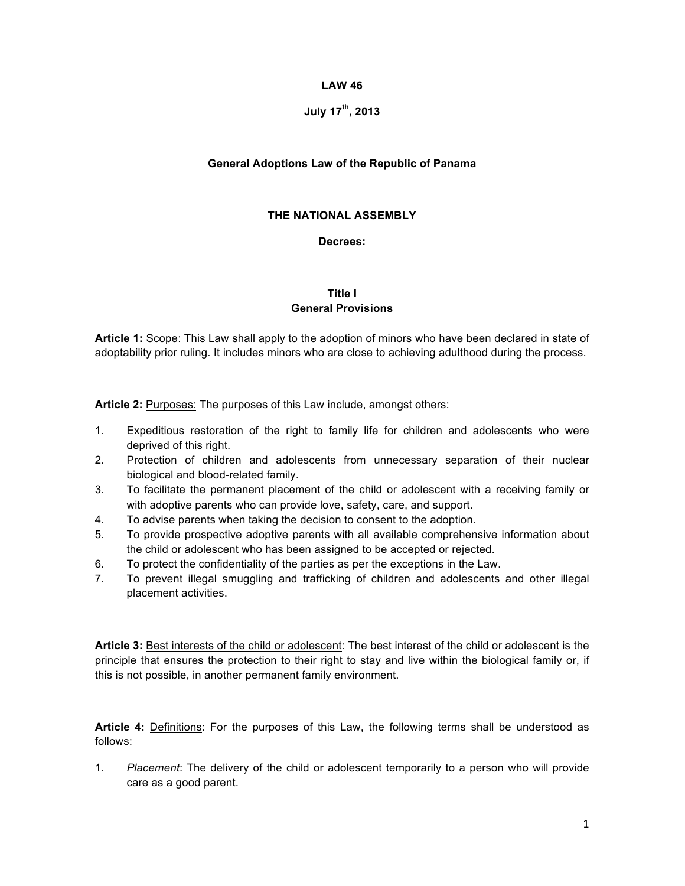# LAW 46

## July 17th, 2013

## General Adoptions Law of the Republic of Panama

## THE NATIONAL ASSEMBLY

**Decrees:**

## Title I
## General Provisions

**Article 1:** Scope: This Law shall apply to the adoption of minors who have been declared in state of adoptability prior ruling. It includes minors who are close to achieving adulthood during the process.

**Article 2:** Purposes: The purposes of this Law include, amongst others:

1. Expeditious restoration of the right to family life for children and adolescents who were deprived of this right.
2. Protection of children and adolescents from unnecessary separation of their nuclear biological and blood-related family.
3. To facilitate the permanent placement of the child or adolescent with a receiving family or with adoptive parents who can provide love, safety, care, and support.
4. To advise parents when taking the decision to consent to the adoption.
5. To provide prospective adoptive parents with all available comprehensive information about the child or adolescent who has been assigned to be accepted or rejected.
6. To protect the confidentiality of the parties as per the exceptions in the Law.
7. To prevent illegal smuggling and trafficking of children and adolescents and other illegal placement activities.

**Article 3:** Best interests of the child or adolescent: The best interest of the child or adolescent is the principle that ensures the protection to their right to stay and live within the biological family or, if this is not possible, in another permanent family environment.

**Article 4:** Definitions: For the purposes of this Law, the following terms shall be understood as follows:

1. *Placement*: The delivery of the child or adolescent temporarily to a person who will provide care as a good parent.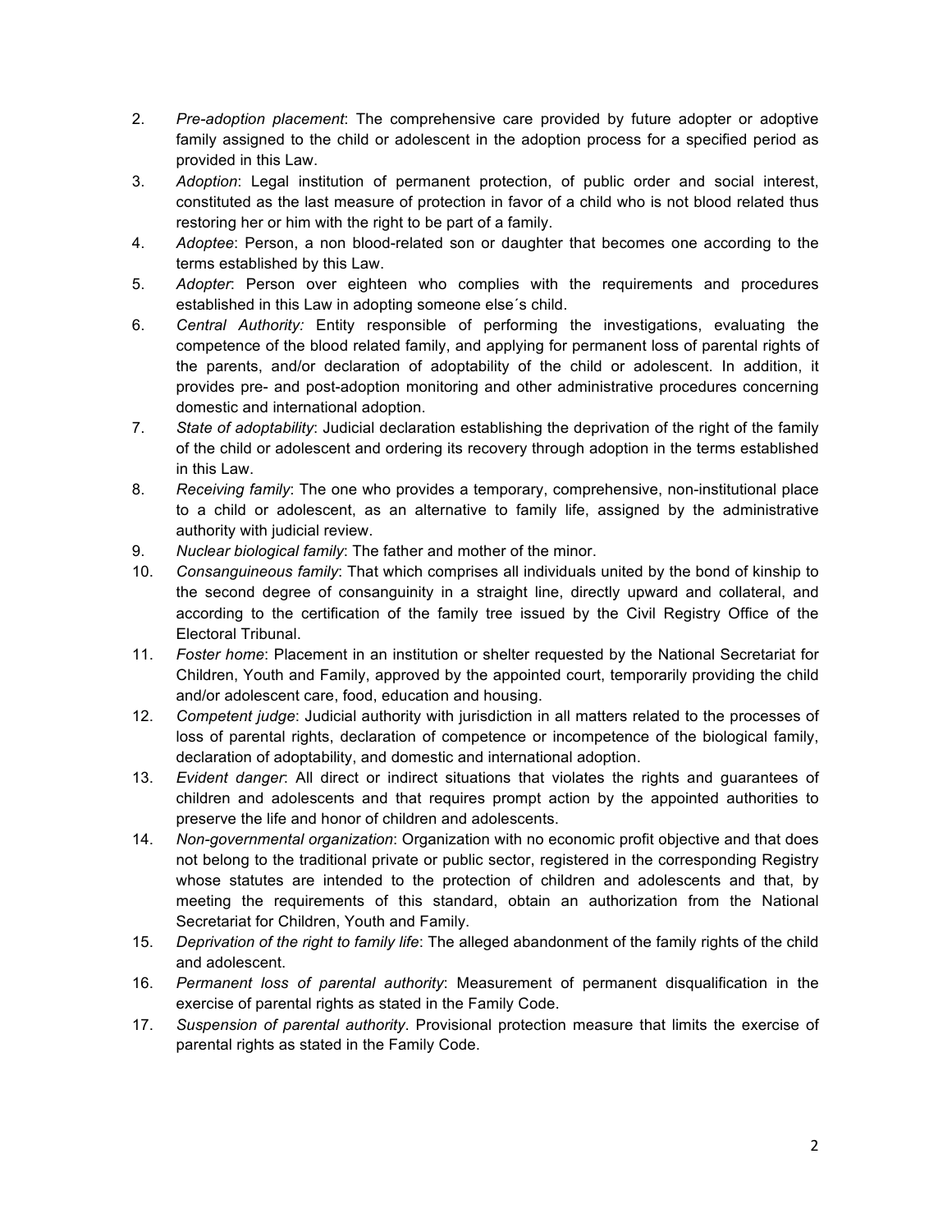2. *Pre-adoption placement*: The comprehensive care provided by future adopter or adoptive family assigned to the child or adolescent in the adoption process for a specified period as provided in this Law.
3. *Adoption*: Legal institution of permanent protection, of public order and social interest, constituted as the last measure of protection in favor of a child who is not blood related thus restoring her or him with the right to be part of a family.
4. *Adoptee*: Person, a non blood-related son or daughter that becomes one according to the terms established by this Law.
5. *Adopter*: Person over eighteen who complies with the requirements and procedures established in this Law in adopting someone else´s child.
6. *Central Authority:* Entity responsible of performing the investigations, evaluating the competence of the blood related family, and applying for permanent loss of parental rights of the parents, and/or declaration of adoptability of the child or adolescent. In addition, it provides pre- and post-adoption monitoring and other administrative procedures concerning domestic and international adoption.
7. *State of adoptability*: Judicial declaration establishing the deprivation of the right of the family of the child or adolescent and ordering its recovery through adoption in the terms established in this Law.
8. *Receiving family*: The one who provides a temporary, comprehensive, non-institutional place to a child or adolescent, as an alternative to family life, assigned by the administrative authority with judicial review.
9. *Nuclear biological family*: The father and mother of the minor.
10. *Consanguineous family*: That which comprises all individuals united by the bond of kinship to the second degree of consanguinity in a straight line, directly upward and collateral, and according to the certification of the family tree issued by the Civil Registry Office of the Electoral Tribunal.
11. *Foster home*: Placement in an institution or shelter requested by the National Secretariat for Children, Youth and Family, approved by the appointed court, temporarily providing the child and/or adolescent care, food, education and housing.
12. *Competent judge*: Judicial authority with jurisdiction in all matters related to the processes of loss of parental rights, declaration of competence or incompetence of the biological family, declaration of adoptability, and domestic and international adoption.
13. *Evident danger*: All direct or indirect situations that violates the rights and guarantees of children and adolescents and that requires prompt action by the appointed authorities to preserve the life and honor of children and adolescents.
14. *Non-governmental organization*: Organization with no economic profit objective and that does not belong to the traditional private or public sector, registered in the corresponding Registry whose statutes are intended to the protection of children and adolescents and that, by meeting the requirements of this standard, obtain an authorization from the National Secretariat for Children, Youth and Family.
15. *Deprivation of the right to family life*: The alleged abandonment of the family rights of the child and adolescent.
16. *Permanent loss of parental authority*: Measurement of permanent disqualification in the exercise of parental rights as stated in the Family Code.
17. *Suspension of parental authority*. Provisional protection measure that limits the exercise of parental rights as stated in the Family Code.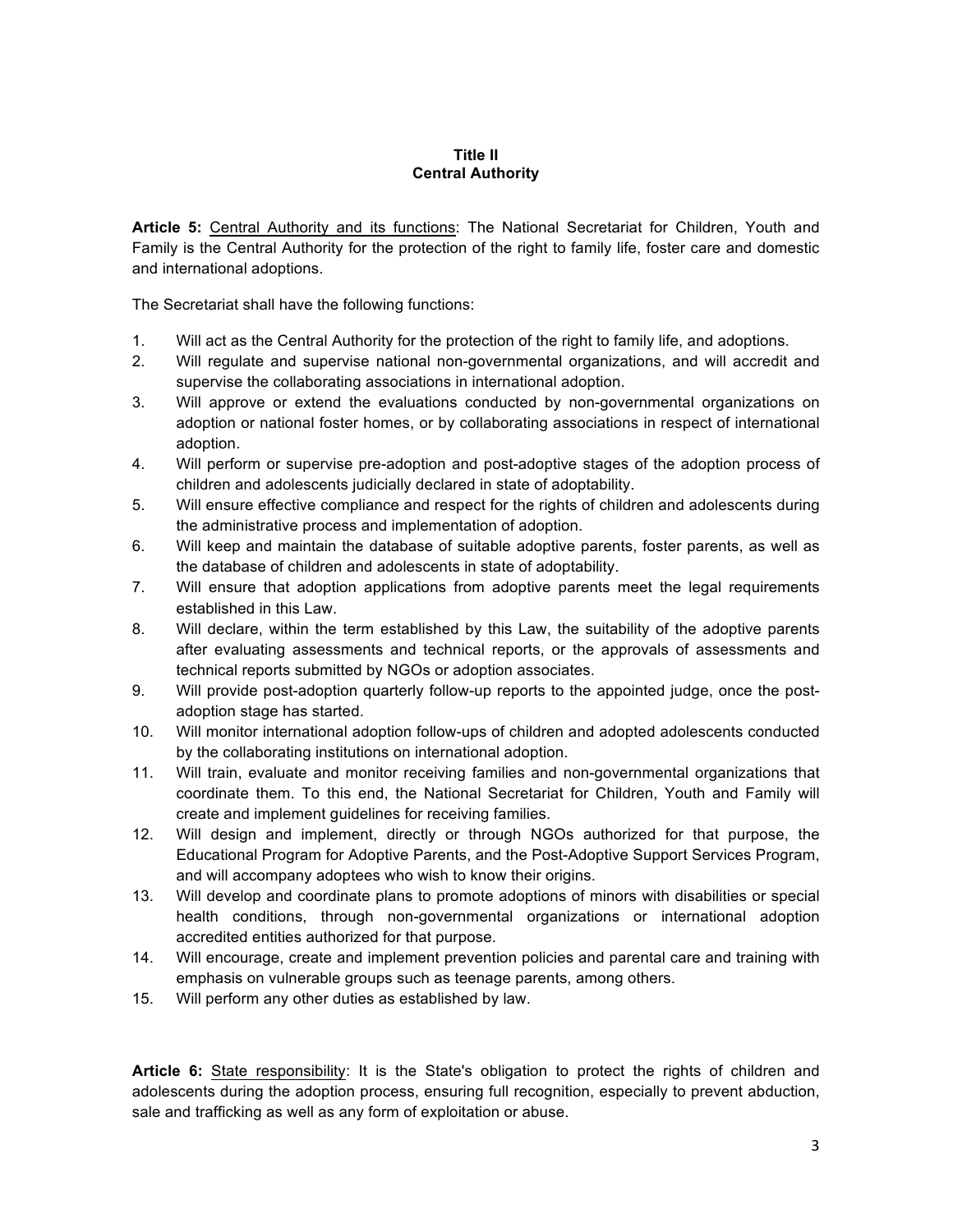## Title II
## Central Authority

**Article 5:** Central Authority and its functions: The National Secretariat for Children, Youth and Family is the Central Authority for the protection of the right to family life, foster care and domestic and international adoptions.

The Secretariat shall have the following functions:

1. Will act as the Central Authority for the protection of the right to family life, and adoptions.
2. Will regulate and supervise national non-governmental organizations, and will accredit and supervise the collaborating associations in international adoption.
3. Will approve or extend the evaluations conducted by non-governmental organizations on adoption or national foster homes, or by collaborating associations in respect of international adoption.
4. Will perform or supervise pre-adoption and post-adoptive stages of the adoption process of children and adolescents judicially declared in state of adoptability.
5. Will ensure effective compliance and respect for the rights of children and adolescents during the administrative process and implementation of adoption.
6. Will keep and maintain the database of suitable adoptive parents, foster parents, as well as the database of children and adolescents in state of adoptability.
7. Will ensure that adoption applications from adoptive parents meet the legal requirements established in this Law.
8. Will declare, within the term established by this Law, the suitability of the adoptive parents after evaluating assessments and technical reports, or the approvals of assessments and technical reports submitted by NGOs or adoption associates.
9. Will provide post-adoption quarterly follow-up reports to the appointed judge, once the post-adoption stage has started.
10. Will monitor international adoption follow-ups of children and adopted adolescents conducted by the collaborating institutions on international adoption.
11. Will train, evaluate and monitor receiving families and non-governmental organizations that coordinate them. To this end, the National Secretariat for Children, Youth and Family will create and implement guidelines for receiving families.
12. Will design and implement, directly or through NGOs authorized for that purpose, the Educational Program for Adoptive Parents, and the Post-Adoptive Support Services Program, and will accompany adoptees who wish to know their origins.
13. Will develop and coordinate plans to promote adoptions of minors with disabilities or special health conditions, through non-governmental organizations or international adoption accredited entities authorized for that purpose.
14. Will encourage, create and implement prevention policies and parental care and training with emphasis on vulnerable groups such as teenage parents, among others.
15. Will perform any other duties as established by law.

**Article 6:** State responsibility: It is the State's obligation to protect the rights of children and adolescents during the adoption process, ensuring full recognition, especially to prevent abduction, sale and trafficking as well as any form of exploitation or abuse.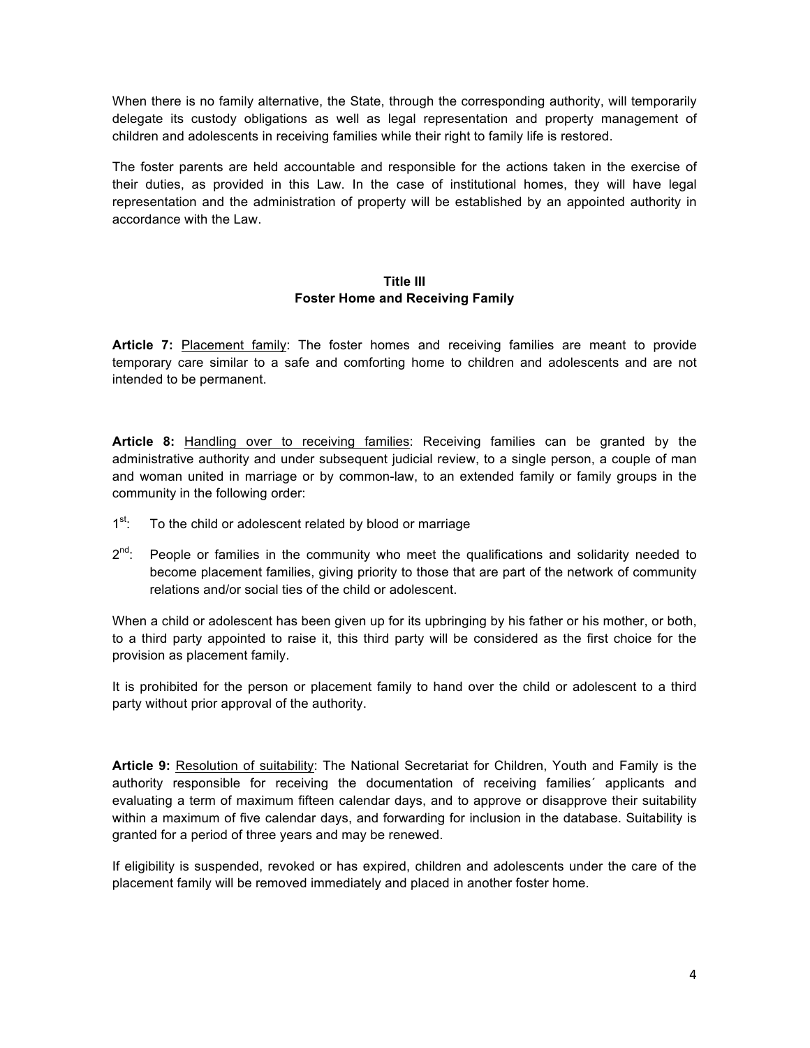When there is no family alternative, the State, through the corresponding authority, will temporarily delegate its custody obligations as well as legal representation and property management of children and adolescents in receiving families while their right to family life is restored.

The foster parents are held accountable and responsible for the actions taken in the exercise of their duties, as provided in this Law. In the case of institutional homes, they will have legal representation and the administration of property will be established by an appointed authority in accordance with the Law.

## Title III
## Foster Home and Receiving Family

**Article 7:** Placement family: The foster homes and receiving families are meant to provide temporary care similar to a safe and comforting home to children and adolescents and are not intended to be permanent.

**Article 8:** Handling over to receiving families: Receiving families can be granted by the administrative authority and under subsequent judicial review, to a single person, a couple of man and woman united in marriage or by common-law, to an extended family or family groups in the community in the following order:

1st: To the child or adolescent related by blood or marriage

2nd: People or families in the community who meet the qualifications and solidarity needed to become placement families, giving priority to those that are part of the network of community relations and/or social ties of the child or adolescent.

When a child or adolescent has been given up for its upbringing by his father or his mother, or both, to a third party appointed to raise it, this third party will be considered as the first choice for the provision as placement family.

It is prohibited for the person or placement family to hand over the child or adolescent to a third party without prior approval of the authority.

**Article 9:** Resolution of suitability: The National Secretariat for Children, Youth and Family is the authority responsible for receiving the documentation of receiving families´ applicants and evaluating a term of maximum fifteen calendar days, and to approve or disapprove their suitability within a maximum of five calendar days, and forwarding for inclusion in the database. Suitability is granted for a period of three years and may be renewed.

If eligibility is suspended, revoked or has expired, children and adolescents under the care of the placement family will be removed immediately and placed in another foster home.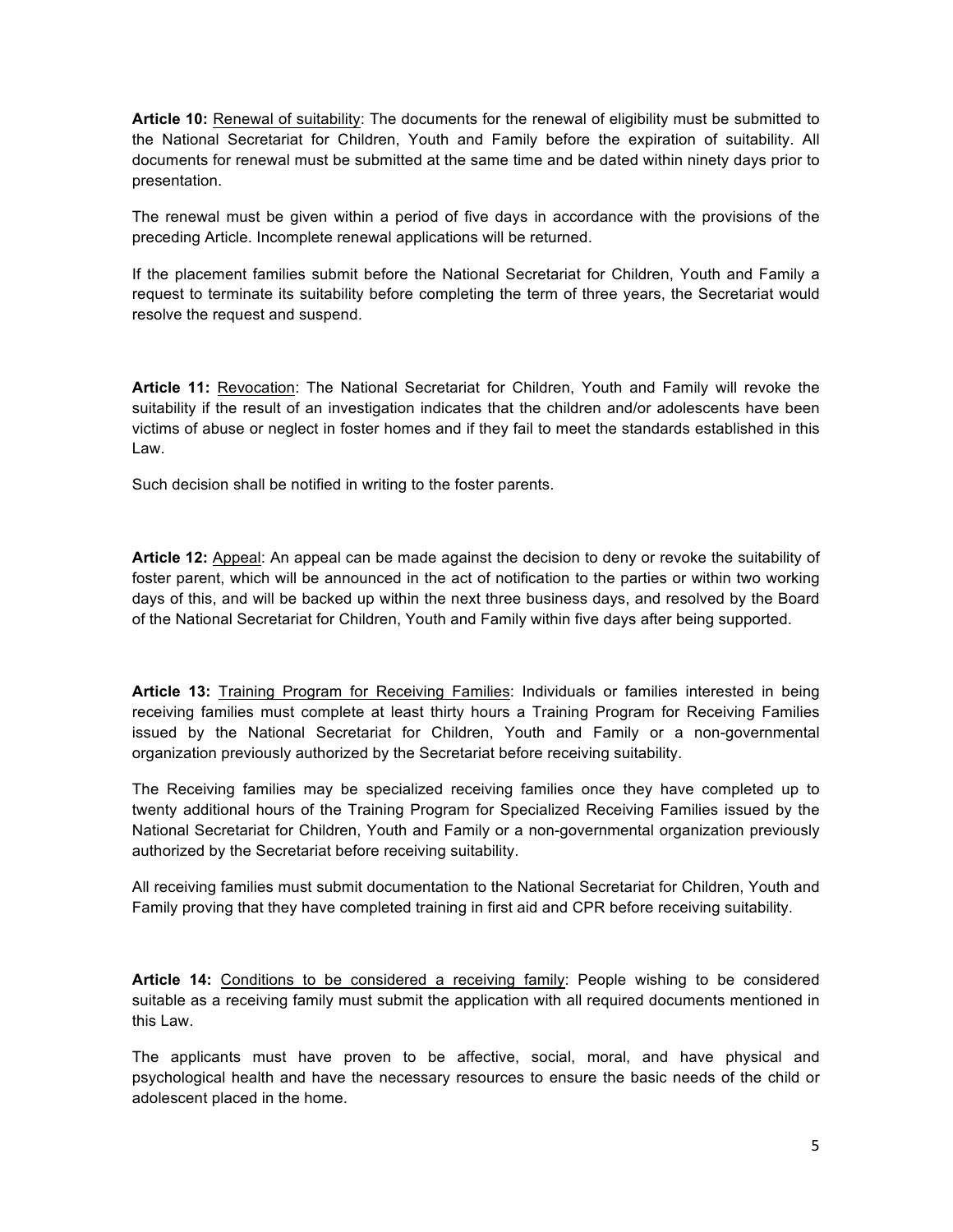**Article 10:** Renewal of suitability: The documents for the renewal of eligibility must be submitted to the National Secretariat for Children, Youth and Family before the expiration of suitability. All documents for renewal must be submitted at the same time and be dated within ninety days prior to presentation.

The renewal must be given within a period of five days in accordance with the provisions of the preceding Article. Incomplete renewal applications will be returned.

If the placement families submit before the National Secretariat for Children, Youth and Family a request to terminate its suitability before completing the term of three years, the Secretariat would resolve the request and suspend.

**Article 11:** Revocation: The National Secretariat for Children, Youth and Family will revoke the suitability if the result of an investigation indicates that the children and/or adolescents have been victims of abuse or neglect in foster homes and if they fail to meet the standards established in this Law.

Such decision shall be notified in writing to the foster parents.

**Article 12:** Appeal: An appeal can be made against the decision to deny or revoke the suitability of foster parent, which will be announced in the act of notification to the parties or within two working days of this, and will be backed up within the next three business days, and resolved by the Board of the National Secretariat for Children, Youth and Family within five days after being supported.

**Article 13:** Training Program for Receiving Families: Individuals or families interested in being receiving families must complete at least thirty hours a Training Program for Receiving Families issued by the National Secretariat for Children, Youth and Family or a non-governmental organization previously authorized by the Secretariat before receiving suitability.

The Receiving families may be specialized receiving families once they have completed up to twenty additional hours of the Training Program for Specialized Receiving Families issued by the National Secretariat for Children, Youth and Family or a non-governmental organization previously authorized by the Secretariat before receiving suitability.

All receiving families must submit documentation to the National Secretariat for Children, Youth and Family proving that they have completed training in first aid and CPR before receiving suitability.

**Article 14:** Conditions to be considered a receiving family: People wishing to be considered suitable as a receiving family must submit the application with all required documents mentioned in this Law.

The applicants must have proven to be affective, social, moral, and have physical and psychological health and have the necessary resources to ensure the basic needs of the child or adolescent placed in the home.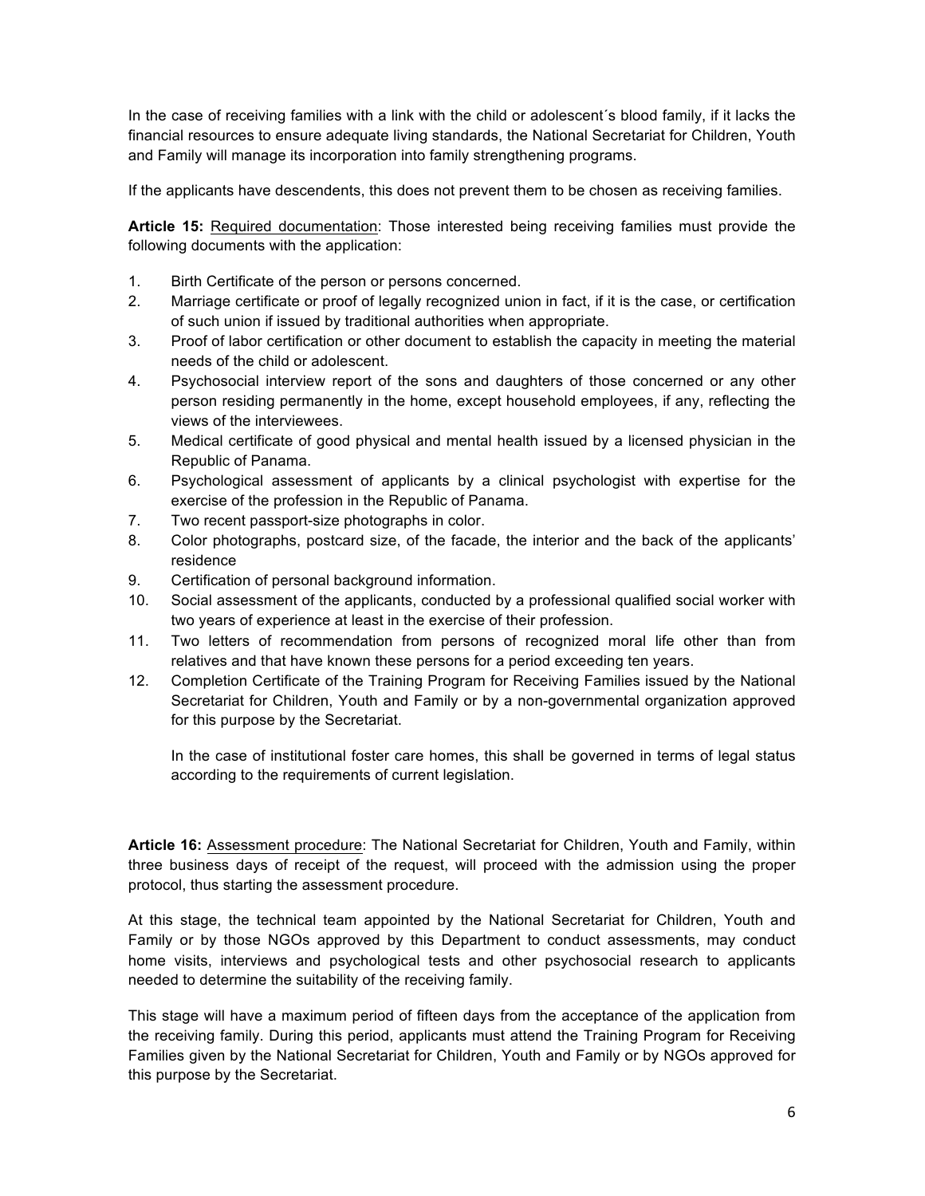In the case of receiving families with a link with the child or adolescent´s blood family, if it lacks the financial resources to ensure adequate living standards, the National Secretariat for Children, Youth and Family will manage its incorporation into family strengthening programs.

If the applicants have descendents, this does not prevent them to be chosen as receiving families.

**Article 15:** Required documentation: Those interested being receiving families must provide the following documents with the application:

1. Birth Certificate of the person or persons concerned.
2. Marriage certificate or proof of legally recognized union in fact, if it is the case, or certification of such union if issued by traditional authorities when appropriate.
3. Proof of labor certification or other document to establish the capacity in meeting the material needs of the child or adolescent.
4. Psychosocial interview report of the sons and daughters of those concerned or any other person residing permanently in the home, except household employees, if any, reflecting the views of the interviewees.
5. Medical certificate of good physical and mental health issued by a licensed physician in the Republic of Panama.
6. Psychological assessment of applicants by a clinical psychologist with expertise for the exercise of the profession in the Republic of Panama.
7. Two recent passport-size photographs in color.
8. Color photographs, postcard size, of the facade, the interior and the back of the applicants' residence
9. Certification of personal background information.
10. Social assessment of the applicants, conducted by a professional qualified social worker with two years of experience at least in the exercise of their profession.
11. Two letters of recommendation from persons of recognized moral life other than from relatives and that have known these persons for a period exceeding ten years.
12. Completion Certificate of the Training Program for Receiving Families issued by the National Secretariat for Children, Youth and Family or by a non-governmental organization approved for this purpose by the Secretariat.

    In the case of institutional foster care homes, this shall be governed in terms of legal status according to the requirements of current legislation.

**Article 16:** Assessment procedure: The National Secretariat for Children, Youth and Family, within three business days of receipt of the request, will proceed with the admission using the proper protocol, thus starting the assessment procedure.

At this stage, the technical team appointed by the National Secretariat for Children, Youth and Family or by those NGOs approved by this Department to conduct assessments, may conduct home visits, interviews and psychological tests and other psychosocial research to applicants needed to determine the suitability of the receiving family.

This stage will have a maximum period of fifteen days from the acceptance of the application from the receiving family. During this period, applicants must attend the Training Program for Receiving Families given by the National Secretariat for Children, Youth and Family or by NGOs approved for this purpose by the Secretariat.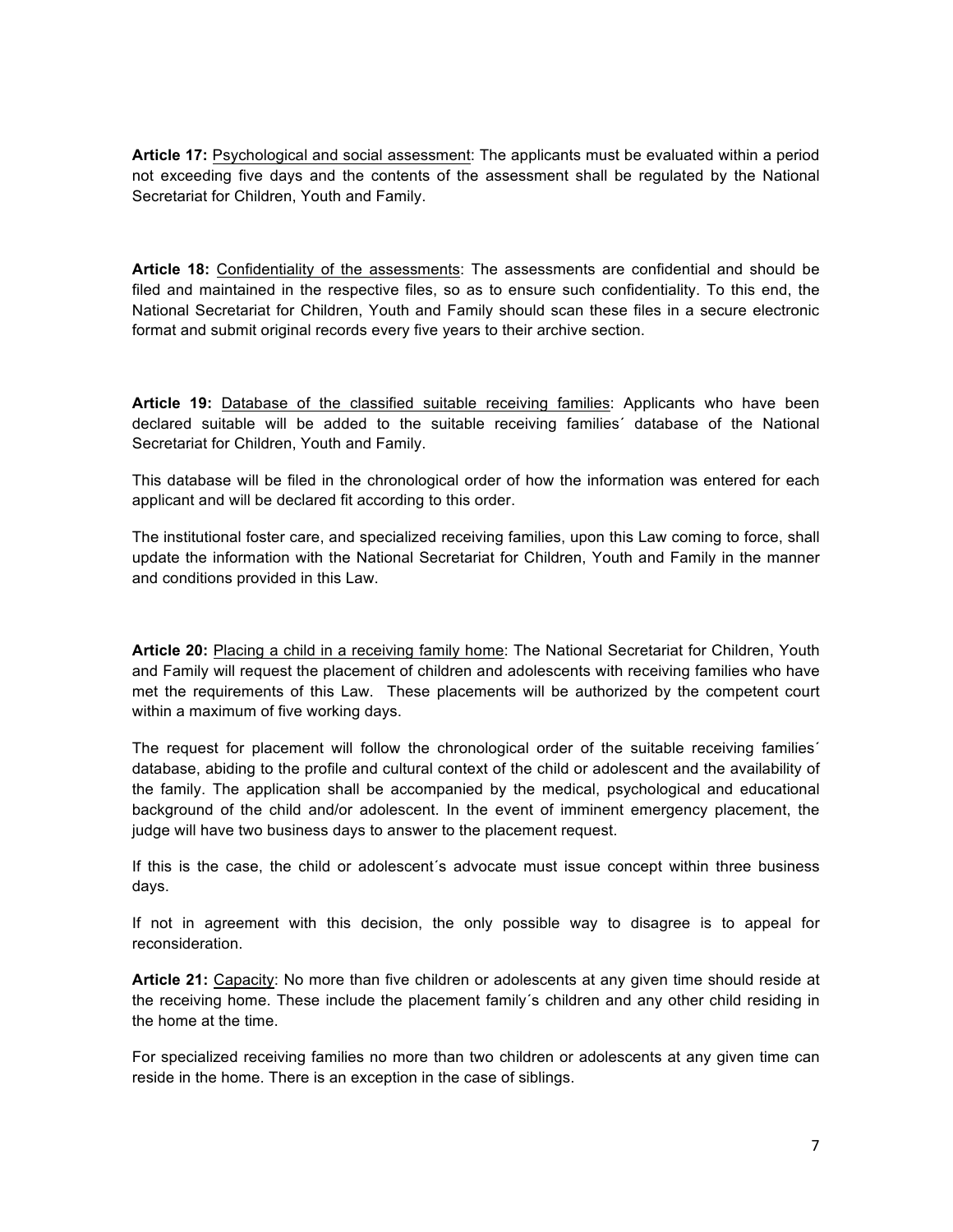**Article 17:** Psychological and social assessment: The applicants must be evaluated within a period not exceeding five days and the contents of the assessment shall be regulated by the National Secretariat for Children, Youth and Family.

**Article 18:** Confidentiality of the assessments: The assessments are confidential and should be filed and maintained in the respective files, so as to ensure such confidentiality. To this end, the National Secretariat for Children, Youth and Family should scan these files in a secure electronic format and submit original records every five years to their archive section.

**Article 19:** Database of the classified suitable receiving families: Applicants who have been declared suitable will be added to the suitable receiving families´ database of the National Secretariat for Children, Youth and Family.

This database will be filed in the chronological order of how the information was entered for each applicant and will be declared fit according to this order.

The institutional foster care, and specialized receiving families, upon this Law coming to force, shall update the information with the National Secretariat for Children, Youth and Family in the manner and conditions provided in this Law.

**Article 20:** Placing a child in a receiving family home: The National Secretariat for Children, Youth and Family will request the placement of children and adolescents with receiving families who have met the requirements of this Law. These placements will be authorized by the competent court within a maximum of five working days.

The request for placement will follow the chronological order of the suitable receiving families´ database, abiding to the profile and cultural context of the child or adolescent and the availability of the family. The application shall be accompanied by the medical, psychological and educational background of the child and/or adolescent. In the event of imminent emergency placement, the judge will have two business days to answer to the placement request.

If this is the case, the child or adolescent´s advocate must issue concept within three business days.

If not in agreement with this decision, the only possible way to disagree is to appeal for reconsideration.

**Article 21:** Capacity: No more than five children or adolescents at any given time should reside at the receiving home. These include the placement family´s children and any other child residing in the home at the time.

For specialized receiving families no more than two children or adolescents at any given time can reside in the home. There is an exception in the case of siblings.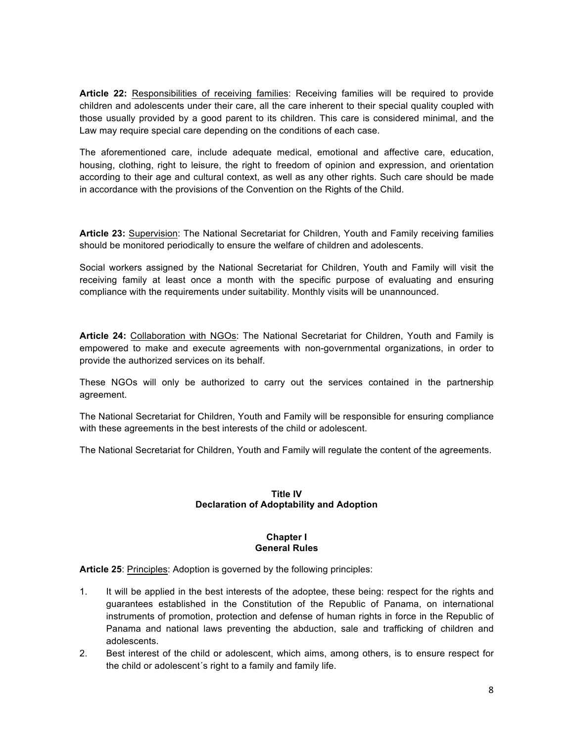**Article 22:** Responsibilities of receiving families: Receiving families will be required to provide children and adolescents under their care, all the care inherent to their special quality coupled with those usually provided by a good parent to its children. This care is considered minimal, and the Law may require special care depending on the conditions of each case.

The aforementioned care, include adequate medical, emotional and affective care, education, housing, clothing, right to leisure, the right to freedom of opinion and expression, and orientation according to their age and cultural context, as well as any other rights. Such care should be made in accordance with the provisions of the Convention on the Rights of the Child.

**Article 23:** Supervision: The National Secretariat for Children, Youth and Family receiving families should be monitored periodically to ensure the welfare of children and adolescents.

Social workers assigned by the National Secretariat for Children, Youth and Family will visit the receiving family at least once a month with the specific purpose of evaluating and ensuring compliance with the requirements under suitability. Monthly visits will be unannounced.

**Article 24:** Collaboration with NGOs: The National Secretariat for Children, Youth and Family is empowered to make and execute agreements with non-governmental organizations, in order to provide the authorized services on its behalf.

These NGOs will only be authorized to carry out the services contained in the partnership agreement.

The National Secretariat for Children, Youth and Family will be responsible for ensuring compliance with these agreements in the best interests of the child or adolescent.

The National Secretariat for Children, Youth and Family will regulate the content of the agreements.

## Title IV
## Declaration of Adoptability and Adoption

### Chapter I
### General Rules

**Article 25**: Principles: Adoption is governed by the following principles:

1. It will be applied in the best interests of the adoptee, these being: respect for the rights and guarantees established in the Constitution of the Republic of Panama, on international instruments of promotion, protection and defense of human rights in force in the Republic of Panama and national laws preventing the abduction, sale and trafficking of children and adolescents.
2. Best interest of the child or adolescent, which aims, among others, is to ensure respect for the child or adolescent´s right to a family and family life.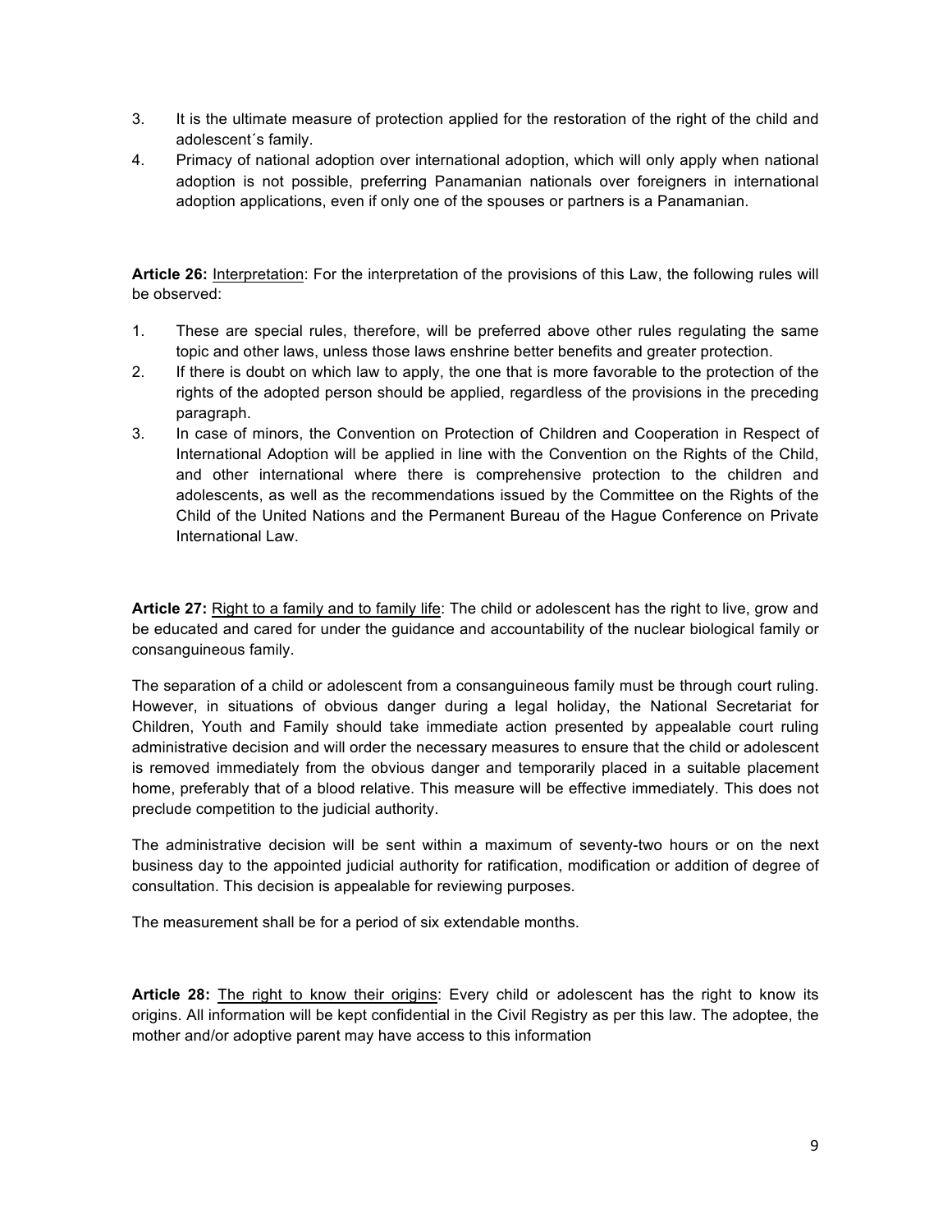3. It is the ultimate measure of protection applied for the restoration of the right of the child and adolescent´s family.
4. Primacy of national adoption over international adoption, which will only apply when national adoption is not possible, preferring Panamanian nationals over foreigners in international adoption applications, even if only one of the spouses or partners is a Panamanian.

**Article 26:** Interpretation: For the interpretation of the provisions of this Law, the following rules will be observed:

1. These are special rules, therefore, will be preferred above other rules regulating the same topic and other laws, unless those laws enshrine better benefits and greater protection.
2. If there is doubt on which law to apply, the one that is more favorable to the protection of the rights of the adopted person should be applied, regardless of the provisions in the preceding paragraph.
3. In case of minors, the Convention on Protection of Children and Cooperation in Respect of International Adoption will be applied in line with the Convention on the Rights of the Child, and other international where there is comprehensive protection to the children and adolescents, as well as the recommendations issued by the Committee on the Rights of the Child of the United Nations and the Permanent Bureau of the Hague Conference on Private International Law.

**Article 27:** Right to a family and to family life: The child or adolescent has the right to live, grow and be educated and cared for under the guidance and accountability of the nuclear biological family or consanguineous family.

The separation of a child or adolescent from a consanguineous family must be through court ruling. However, in situations of obvious danger during a legal holiday, the National Secretariat for Children, Youth and Family should take immediate action presented by appealable court ruling administrative decision and will order the necessary measures to ensure that the child or adolescent is removed immediately from the obvious danger and temporarily placed in a suitable placement home, preferably that of a blood relative. This measure will be effective immediately. This does not preclude competition to the judicial authority.

The administrative decision will be sent within a maximum of seventy-two hours or on the next business day to the appointed judicial authority for ratification, modification or addition of degree of consultation. This decision is appealable for reviewing purposes.

The measurement shall be for a period of six extendable months.

**Article 28:** The right to know their origins: Every child or adolescent has the right to know its origins. All information will be kept confidential in the Civil Registry as per this law. The adoptee, the mother and/or adoptive parent may have access to this information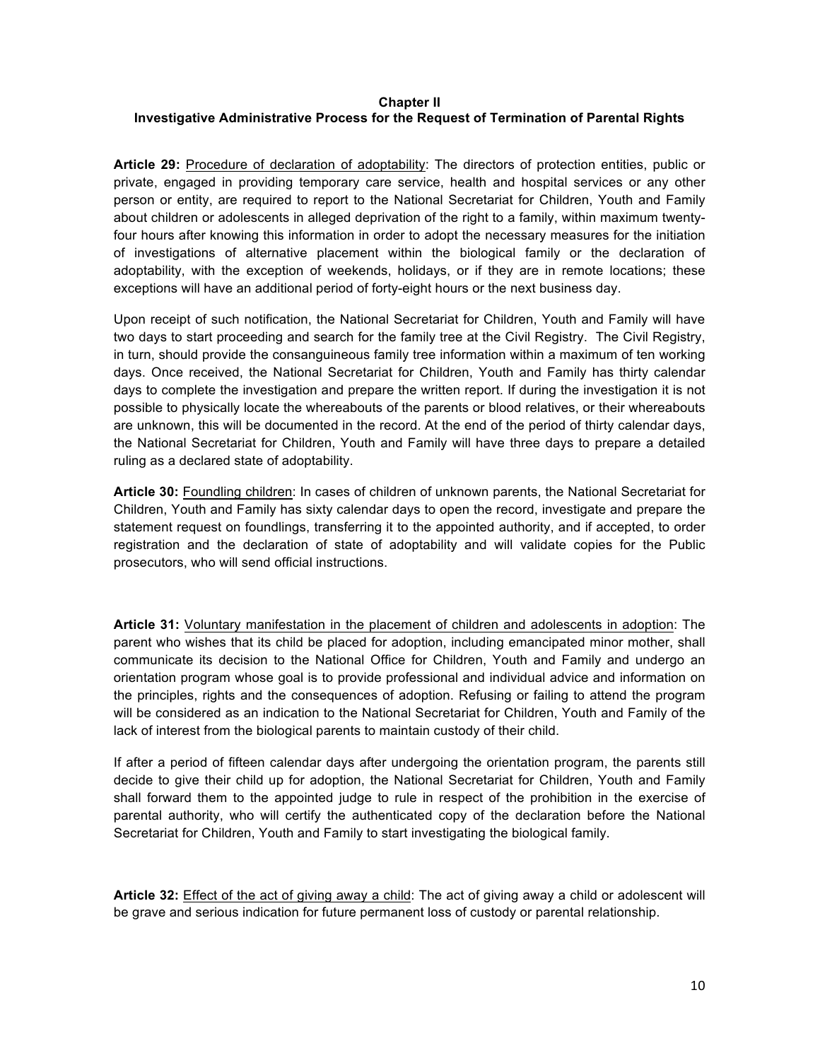## Chapter II
## Investigative Administrative Process for the Request of Termination of Parental Rights

**Article 29:** Procedure of declaration of adoptability: The directors of protection entities, public or private, engaged in providing temporary care service, health and hospital services or any other person or entity, are required to report to the National Secretariat for Children, Youth and Family about children or adolescents in alleged deprivation of the right to a family, within maximum twenty-four hours after knowing this information in order to adopt the necessary measures for the initiation of investigations of alternative placement within the biological family or the declaration of adoptability, with the exception of weekends, holidays, or if they are in remote locations; these exceptions will have an additional period of forty-eight hours or the next business day.

Upon receipt of such notification, the National Secretariat for Children, Youth and Family will have two days to start proceeding and search for the family tree at the Civil Registry. The Civil Registry, in turn, should provide the consanguineous family tree information within a maximum of ten working days. Once received, the National Secretariat for Children, Youth and Family has thirty calendar days to complete the investigation and prepare the written report. If during the investigation it is not possible to physically locate the whereabouts of the parents or blood relatives, or their whereabouts are unknown, this will be documented in the record. At the end of the period of thirty calendar days, the National Secretariat for Children, Youth and Family will have three days to prepare a detailed ruling as a declared state of adoptability.

**Article 30:** Foundling children: In cases of children of unknown parents, the National Secretariat for Children, Youth and Family has sixty calendar days to open the record, investigate and prepare the statement request on foundlings, transferring it to the appointed authority, and if accepted, to order registration and the declaration of state of adoptability and will validate copies for the Public prosecutors, who will send official instructions.

**Article 31:** Voluntary manifestation in the placement of children and adolescents in adoption: The parent who wishes that its child be placed for adoption, including emancipated minor mother, shall communicate its decision to the National Office for Children, Youth and Family and undergo an orientation program whose goal is to provide professional and individual advice and information on the principles, rights and the consequences of adoption. Refusing or failing to attend the program will be considered as an indication to the National Secretariat for Children, Youth and Family of the lack of interest from the biological parents to maintain custody of their child.

If after a period of fifteen calendar days after undergoing the orientation program, the parents still decide to give their child up for adoption, the National Secretariat for Children, Youth and Family shall forward them to the appointed judge to rule in respect of the prohibition in the exercise of parental authority, who will certify the authenticated copy of the declaration before the National Secretariat for Children, Youth and Family to start investigating the biological family.

**Article 32:** Effect of the act of giving away a child: The act of giving away a child or adolescent will be grave and serious indication for future permanent loss of custody or parental relationship.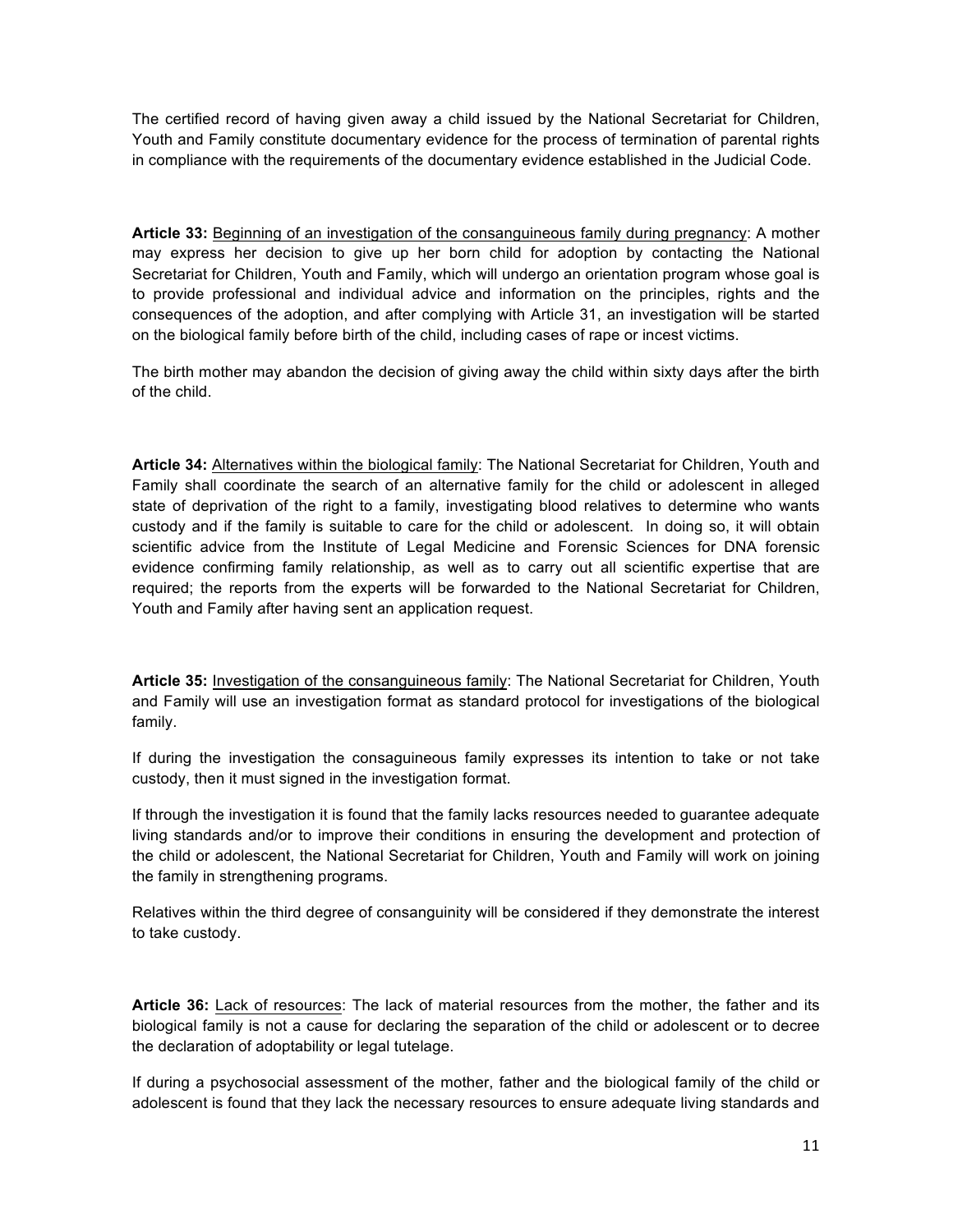The certified record of having given away a child issued by the National Secretariat for Children, Youth and Family constitute documentary evidence for the process of termination of parental rights in compliance with the requirements of the documentary evidence established in the Judicial Code.

**Article 33:** Beginning of an investigation of the consanguineous family during pregnancy: A mother may express her decision to give up her born child for adoption by contacting the National Secretariat for Children, Youth and Family, which will undergo an orientation program whose goal is to provide professional and individual advice and information on the principles, rights and the consequences of the adoption, and after complying with Article 31, an investigation will be started on the biological family before birth of the child, including cases of rape or incest victims.

The birth mother may abandon the decision of giving away the child within sixty days after the birth of the child.

**Article 34:** Alternatives within the biological family: The National Secretariat for Children, Youth and Family shall coordinate the search of an alternative family for the child or adolescent in alleged state of deprivation of the right to a family, investigating blood relatives to determine who wants custody and if the family is suitable to care for the child or adolescent. In doing so, it will obtain scientific advice from the Institute of Legal Medicine and Forensic Sciences for DNA forensic evidence confirming family relationship, as well as to carry out all scientific expertise that are required; the reports from the experts will be forwarded to the National Secretariat for Children, Youth and Family after having sent an application request.

**Article 35:** Investigation of the consanguineous family: The National Secretariat for Children, Youth and Family will use an investigation format as standard protocol for investigations of the biological family.

If during the investigation the consaguineous family expresses its intention to take or not take custody, then it must signed in the investigation format.

If through the investigation it is found that the family lacks resources needed to guarantee adequate living standards and/or to improve their conditions in ensuring the development and protection of the child or adolescent, the National Secretariat for Children, Youth and Family will work on joining the family in strengthening programs.

Relatives within the third degree of consanguinity will be considered if they demonstrate the interest to take custody.

**Article 36:** Lack of resources: The lack of material resources from the mother, the father and its biological family is not a cause for declaring the separation of the child or adolescent or to decree the declaration of adoptability or legal tutelage.

If during a psychosocial assessment of the mother, father and the biological family of the child or adolescent is found that they lack the necessary resources to ensure adequate living standards and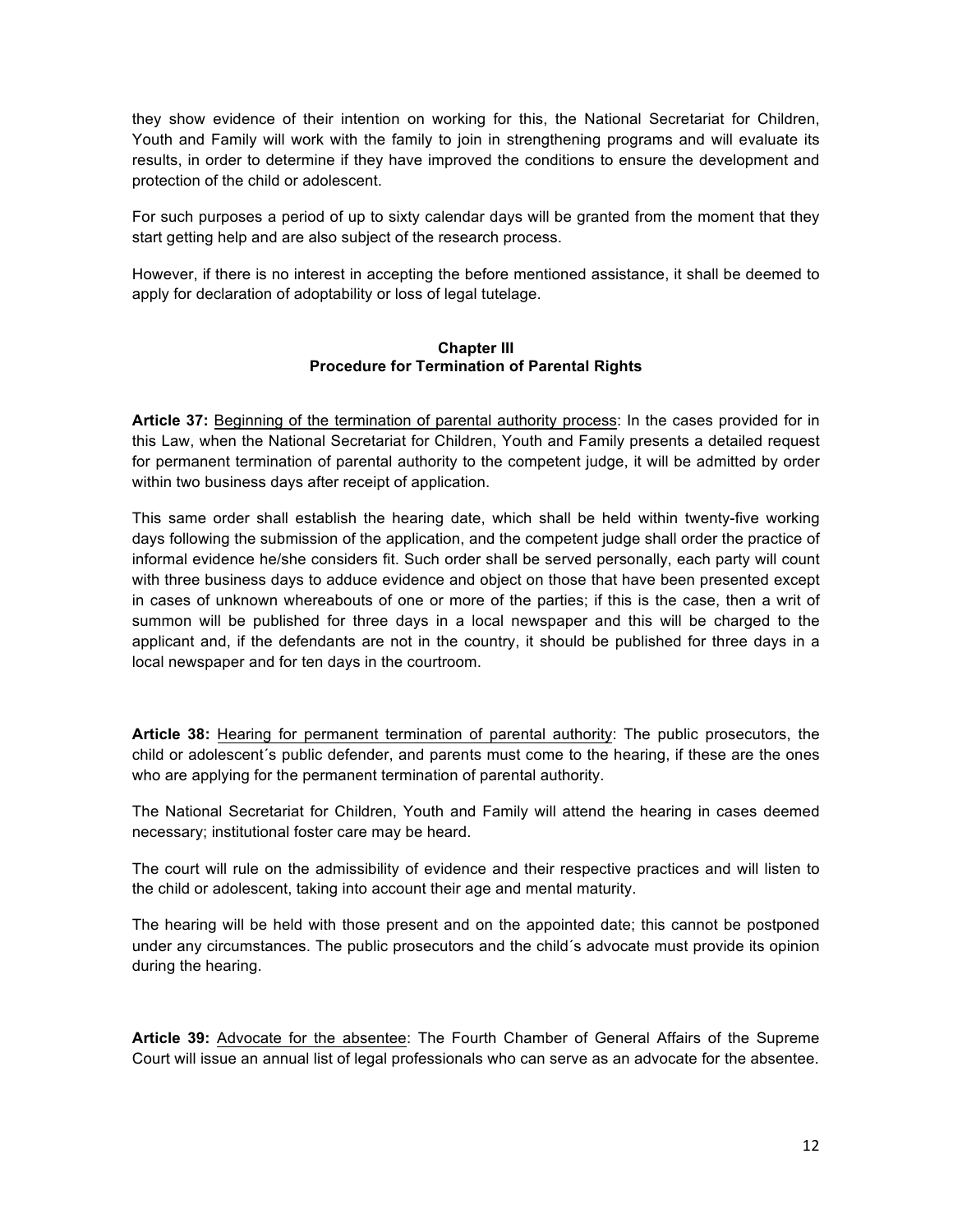they show evidence of their intention on working for this, the National Secretariat for Children, Youth and Family will work with the family to join in strengthening programs and will evaluate its results, in order to determine if they have improved the conditions to ensure the development and protection of the child or adolescent.

For such purposes a period of up to sixty calendar days will be granted from the moment that they start getting help and are also subject of the research process.

However, if there is no interest in accepting the before mentioned assistance, it shall be deemed to apply for declaration of adoptability or loss of legal tutelage.

## Chapter III
## Procedure for Termination of Parental Rights

**Article 37:** Beginning of the termination of parental authority process: In the cases provided for in this Law, when the National Secretariat for Children, Youth and Family presents a detailed request for permanent termination of parental authority to the competent judge, it will be admitted by order within two business days after receipt of application.

This same order shall establish the hearing date, which shall be held within twenty-five working days following the submission of the application, and the competent judge shall order the practice of informal evidence he/she considers fit. Such order shall be served personally, each party will count with three business days to adduce evidence and object on those that have been presented except in cases of unknown whereabouts of one or more of the parties; if this is the case, then a writ of summon will be published for three days in a local newspaper and this will be charged to the applicant and, if the defendants are not in the country, it should be published for three days in a local newspaper and for ten days in the courtroom.

**Article 38:** Hearing for permanent termination of parental authority: The public prosecutors, the child or adolescent´s public defender, and parents must come to the hearing, if these are the ones who are applying for the permanent termination of parental authority.

The National Secretariat for Children, Youth and Family will attend the hearing in cases deemed necessary; institutional foster care may be heard.

The court will rule on the admissibility of evidence and their respective practices and will listen to the child or adolescent, taking into account their age and mental maturity.

The hearing will be held with those present and on the appointed date; this cannot be postponed under any circumstances. The public prosecutors and the child´s advocate must provide its opinion during the hearing.

**Article 39:** Advocate for the absentee: The Fourth Chamber of General Affairs of the Supreme Court will issue an annual list of legal professionals who can serve as an advocate for the absentee.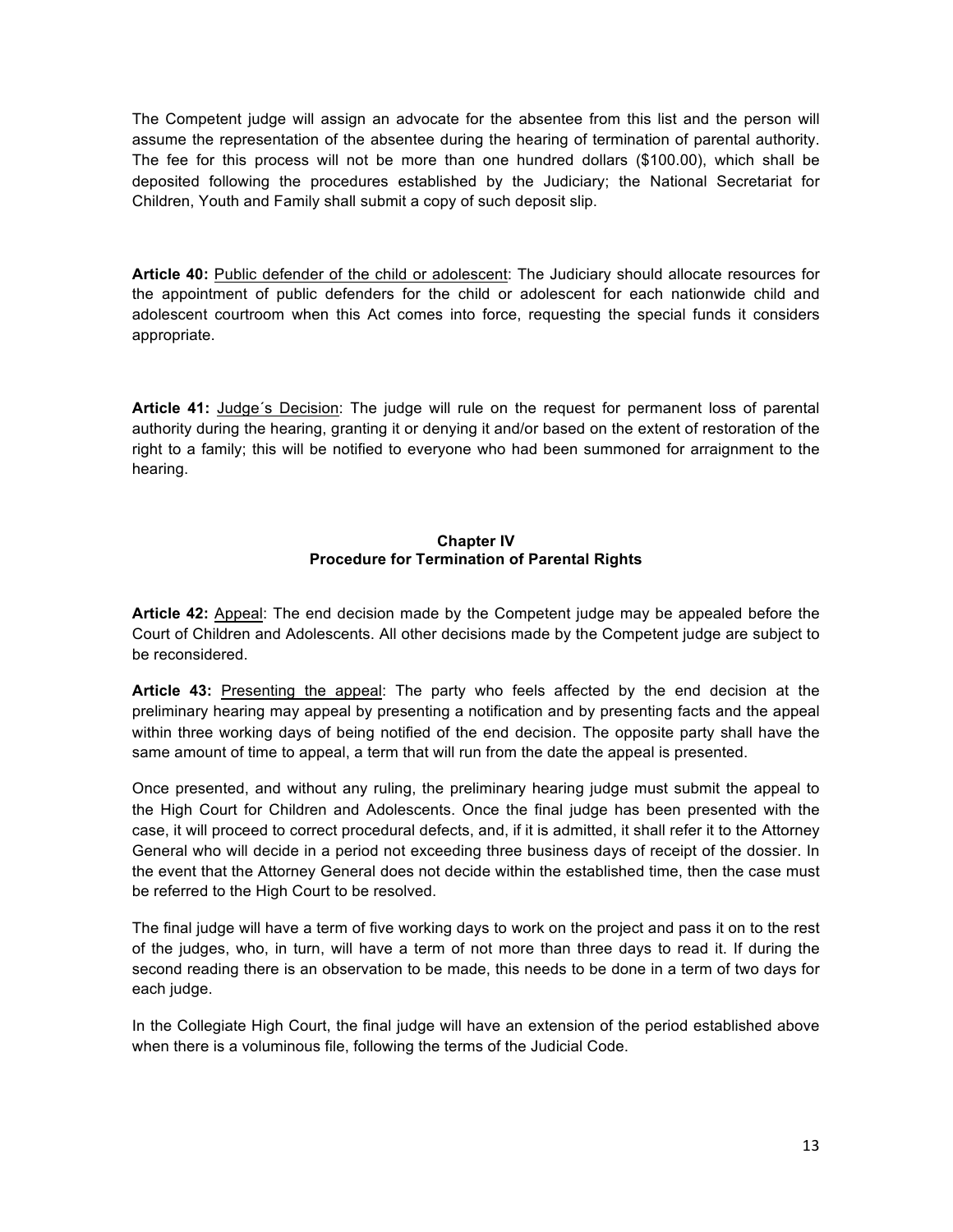The Competent judge will assign an advocate for the absentee from this list and the person will assume the representation of the absentee during the hearing of termination of parental authority. The fee for this process will not be more than one hundred dollars ($100.00), which shall be deposited following the procedures established by the Judiciary; the National Secretariat for Children, Youth and Family shall submit a copy of such deposit slip.

**Article 40:** Public defender of the child or adolescent: The Judiciary should allocate resources for the appointment of public defenders for the child or adolescent for each nationwide child and adolescent courtroom when this Act comes into force, requesting the special funds it considers appropriate.

**Article 41:** Judge´s Decision: The judge will rule on the request for permanent loss of parental authority during the hearing, granting it or denying it and/or based on the extent of restoration of the right to a family; this will be notified to everyone who had been summoned for arraignment to the hearing.

## Chapter IV
## Procedure for Termination of Parental Rights

**Article 42:** Appeal: The end decision made by the Competent judge may be appealed before the Court of Children and Adolescents. All other decisions made by the Competent judge are subject to be reconsidered.

**Article 43:** Presenting the appeal: The party who feels affected by the end decision at the preliminary hearing may appeal by presenting a notification and by presenting facts and the appeal within three working days of being notified of the end decision. The opposite party shall have the same amount of time to appeal, a term that will run from the date the appeal is presented.

Once presented, and without any ruling, the preliminary hearing judge must submit the appeal to the High Court for Children and Adolescents. Once the final judge has been presented with the case, it will proceed to correct procedural defects, and, if it is admitted, it shall refer it to the Attorney General who will decide in a period not exceeding three business days of receipt of the dossier. In the event that the Attorney General does not decide within the established time, then the case must be referred to the High Court to be resolved.

The final judge will have a term of five working days to work on the project and pass it on to the rest of the judges, who, in turn, will have a term of not more than three days to read it. If during the second reading there is an observation to be made, this needs to be done in a term of two days for each judge.

In the Collegiate High Court, the final judge will have an extension of the period established above when there is a voluminous file, following the terms of the Judicial Code.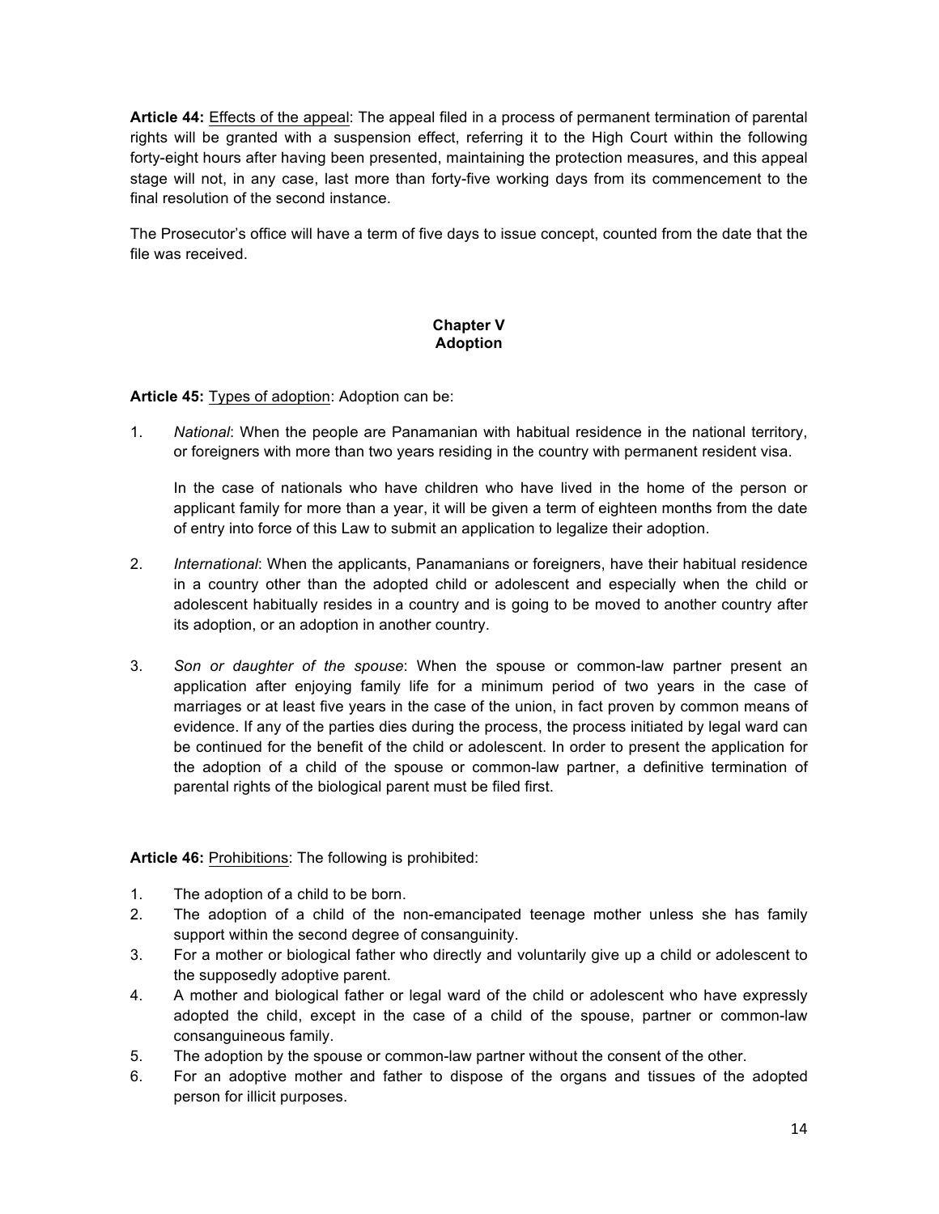**Article 44:** Effects of the appeal: The appeal filed in a process of permanent termination of parental rights will be granted with a suspension effect, referring it to the High Court within the following forty-eight hours after having been presented, maintaining the protection measures, and this appeal stage will not, in any case, last more than forty-five working days from its commencement to the final resolution of the second instance.

The Prosecutor's office will have a term of five days to issue concept, counted from the date that the file was received.

## Chapter V
## Adoption

**Article 45:** Types of adoption: Adoption can be:

1. *National*: When the people are Panamanian with habitual residence in the national territory, or foreigners with more than two years residing in the country with permanent resident visa.

   In the case of nationals who have children who have lived in the home of the person or applicant family for more than a year, it will be given a term of eighteen months from the date of entry into force of this Law to submit an application to legalize their adoption.

2. *International*: When the applicants, Panamanians or foreigners, have their habitual residence in a country other than the adopted child or adolescent and especially when the child or adolescent habitually resides in a country and is going to be moved to another country after its adoption, or an adoption in another country.

3. *Son or daughter of the spouse*: When the spouse or common-law partner present an application after enjoying family life for a minimum period of two years in the case of marriages or at least five years in the case of the union, in fact proven by common means of evidence. If any of the parties dies during the process, the process initiated by legal ward can be continued for the benefit of the child or adolescent. In order to present the application for the adoption of a child of the spouse or common-law partner, a definitive termination of parental rights of the biological parent must be filed first.

**Article 46:** Prohibitions: The following is prohibited:

1. The adoption of a child to be born.
2. The adoption of a child of the non-emancipated teenage mother unless she has family support within the second degree of consanguinity.
3. For a mother or biological father who directly and voluntarily give up a child or adolescent to the supposedly adoptive parent.
4. A mother and biological father or legal ward of the child or adolescent who have expressly adopted the child, except in the case of a child of the spouse, partner or common-law consanguineous family.
5. The adoption by the spouse or common-law partner without the consent of the other.
6. For an adoptive mother and father to dispose of the organs and tissues of the adopted person for illicit purposes.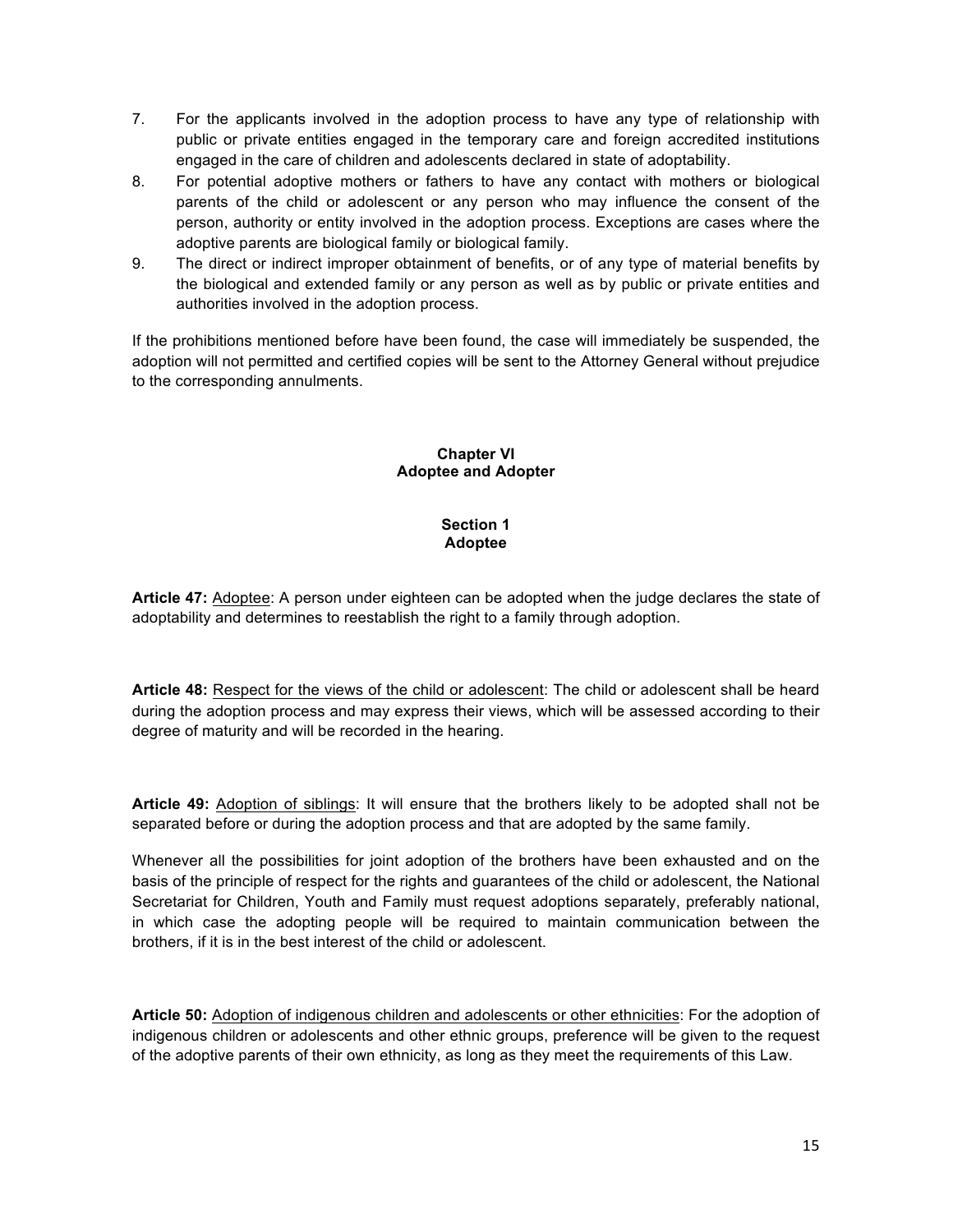7. For the applicants involved in the adoption process to have any type of relationship with public or private entities engaged in the temporary care and foreign accredited institutions engaged in the care of children and adolescents declared in state of adoptability.
8. For potential adoptive mothers or fathers to have any contact with mothers or biological parents of the child or adolescent or any person who may influence the consent of the person, authority or entity involved in the adoption process. Exceptions are cases where the adoptive parents are biological family or biological family.
9. The direct or indirect improper obtainment of benefits, or of any type of material benefits by the biological and extended family or any person as well as by public or private entities and authorities involved in the adoption process.

If the prohibitions mentioned before have been found, the case will immediately be suspended, the adoption will not permitted and certified copies will be sent to the Attorney General without prejudice to the corresponding annulments.

## Chapter VI
## Adoptee and Adopter

### Section 1
### Adoptee

**Article 47:** Adoptee: A person under eighteen can be adopted when the judge declares the state of adoptability and determines to reestablish the right to a family through adoption.

**Article 48:** Respect for the views of the child or adolescent: The child or adolescent shall be heard during the adoption process and may express their views, which will be assessed according to their degree of maturity and will be recorded in the hearing.

**Article 49:** Adoption of siblings: It will ensure that the brothers likely to be adopted shall not be separated before or during the adoption process and that are adopted by the same family.

Whenever all the possibilities for joint adoption of the brothers have been exhausted and on the basis of the principle of respect for the rights and guarantees of the child or adolescent, the National Secretariat for Children, Youth and Family must request adoptions separately, preferably national, in which case the adopting people will be required to maintain communication between the brothers, if it is in the best interest of the child or adolescent.

**Article 50:** Adoption of indigenous children and adolescents or other ethnicities: For the adoption of indigenous children or adolescents and other ethnic groups, preference will be given to the request of the adoptive parents of their own ethnicity, as long as they meet the requirements of this Law.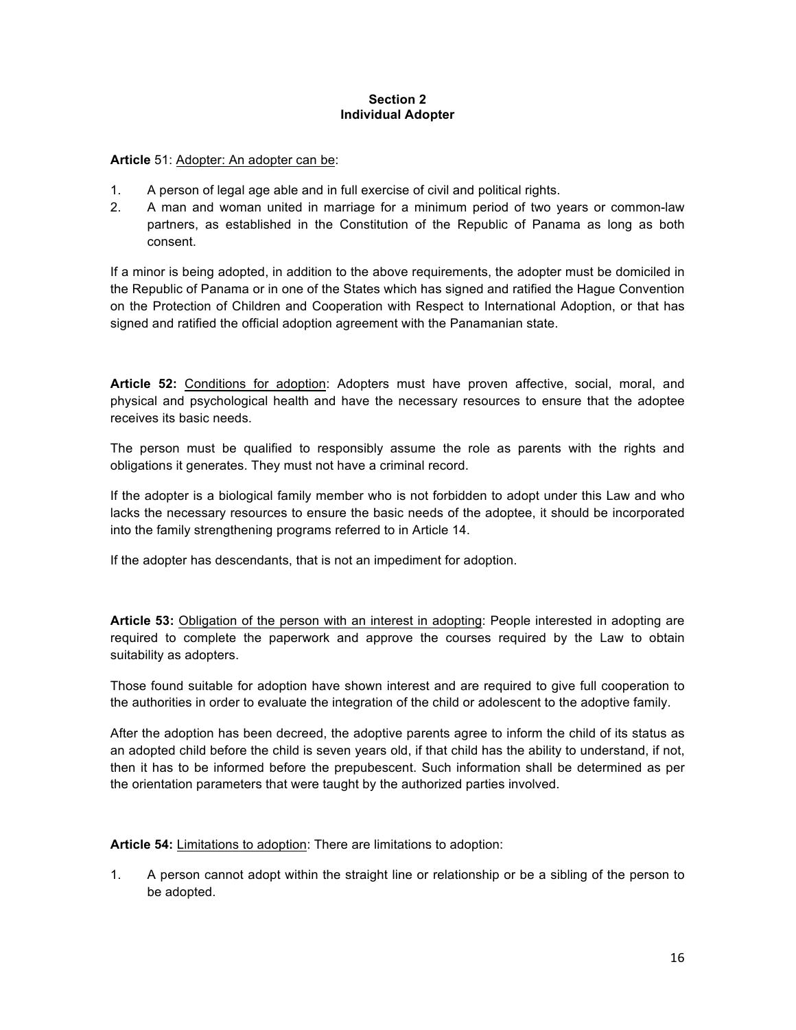## Section 2
## Individual Adopter

**Article** 51: Adopter: An adopter can be:

1. A person of legal age able and in full exercise of civil and political rights.
2. A man and woman united in marriage for a minimum period of two years or common-law partners, as established in the Constitution of the Republic of Panama as long as both consent.

If a minor is being adopted, in addition to the above requirements, the adopter must be domiciled in the Republic of Panama or in one of the States which has signed and ratified the Hague Convention on the Protection of Children and Cooperation with Respect to International Adoption, or that has signed and ratified the official adoption agreement with the Panamanian state.

**Article 52:** Conditions for adoption: Adopters must have proven affective, social, moral, and physical and psychological health and have the necessary resources to ensure that the adoptee receives its basic needs.

The person must be qualified to responsibly assume the role as parents with the rights and obligations it generates. They must not have a criminal record.

If the adopter is a biological family member who is not forbidden to adopt under this Law and who lacks the necessary resources to ensure the basic needs of the adoptee, it should be incorporated into the family strengthening programs referred to in Article 14.

If the adopter has descendants, that is not an impediment for adoption.

**Article 53:** Obligation of the person with an interest in adopting: People interested in adopting are required to complete the paperwork and approve the courses required by the Law to obtain suitability as adopters.

Those found suitable for adoption have shown interest and are required to give full cooperation to the authorities in order to evaluate the integration of the child or adolescent to the adoptive family.

After the adoption has been decreed, the adoptive parents agree to inform the child of its status as an adopted child before the child is seven years old, if that child has the ability to understand, if not, then it has to be informed before the prepubescent. Such information shall be determined as per the orientation parameters that were taught by the authorized parties involved.

**Article 54:** Limitations to adoption: There are limitations to adoption:

1. A person cannot adopt within the straight line or relationship or be a sibling of the person to be adopted.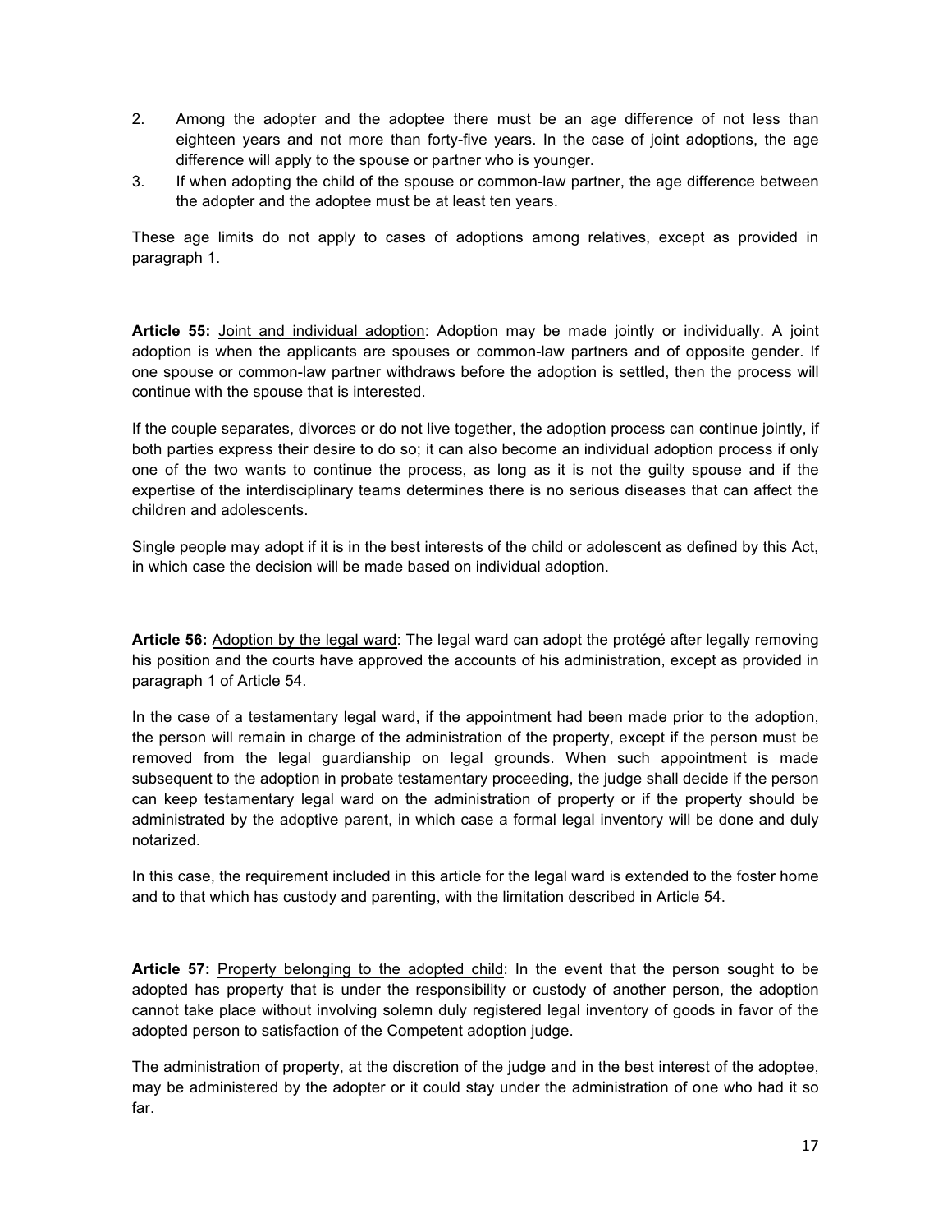2. Among the adopter and the adoptee there must be an age difference of not less than eighteen years and not more than forty-five years. In the case of joint adoptions, the age difference will apply to the spouse or partner who is younger.
3. If when adopting the child of the spouse or common-law partner, the age difference between the adopter and the adoptee must be at least ten years.

These age limits do not apply to cases of adoptions among relatives, except as provided in paragraph 1.

**Article 55:** <u>Joint and individual adoption</u>: Adoption may be made jointly or individually. A joint adoption is when the applicants are spouses or common-law partners and of opposite gender. If one spouse or common-law partner withdraws before the adoption is settled, then the process will continue with the spouse that is interested.

If the couple separates, divorces or do not live together, the adoption process can continue jointly, if both parties express their desire to do so; it can also become an individual adoption process if only one of the two wants to continue the process, as long as it is not the guilty spouse and if the expertise of the interdisciplinary teams determines there is no serious diseases that can affect the children and adolescents.

Single people may adopt if it is in the best interests of the child or adolescent as defined by this Act, in which case the decision will be made based on individual adoption.

**Article 56:** <u>Adoption by the legal ward</u>: The legal ward can adopt the protégé after legally removing his position and the courts have approved the accounts of his administration, except as provided in paragraph 1 of Article 54.

In the case of a testamentary legal ward, if the appointment had been made prior to the adoption, the person will remain in charge of the administration of the property, except if the person must be removed from the legal guardianship on legal grounds. When such appointment is made subsequent to the adoption in probate testamentary proceeding, the judge shall decide if the person can keep testamentary legal ward on the administration of property or if the property should be administrated by the adoptive parent, in which case a formal legal inventory will be done and duly notarized.

In this case, the requirement included in this article for the legal ward is extended to the foster home and to that which has custody and parenting, with the limitation described in Article 54.

**Article 57:** <u>Property belonging to the adopted child</u>: In the event that the person sought to be adopted has property that is under the responsibility or custody of another person, the adoption cannot take place without involving solemn duly registered legal inventory of goods in favor of the adopted person to satisfaction of the Competent adoption judge.

The administration of property, at the discretion of the judge and in the best interest of the adoptee, may be administered by the adopter or it could stay under the administration of one who had it so far.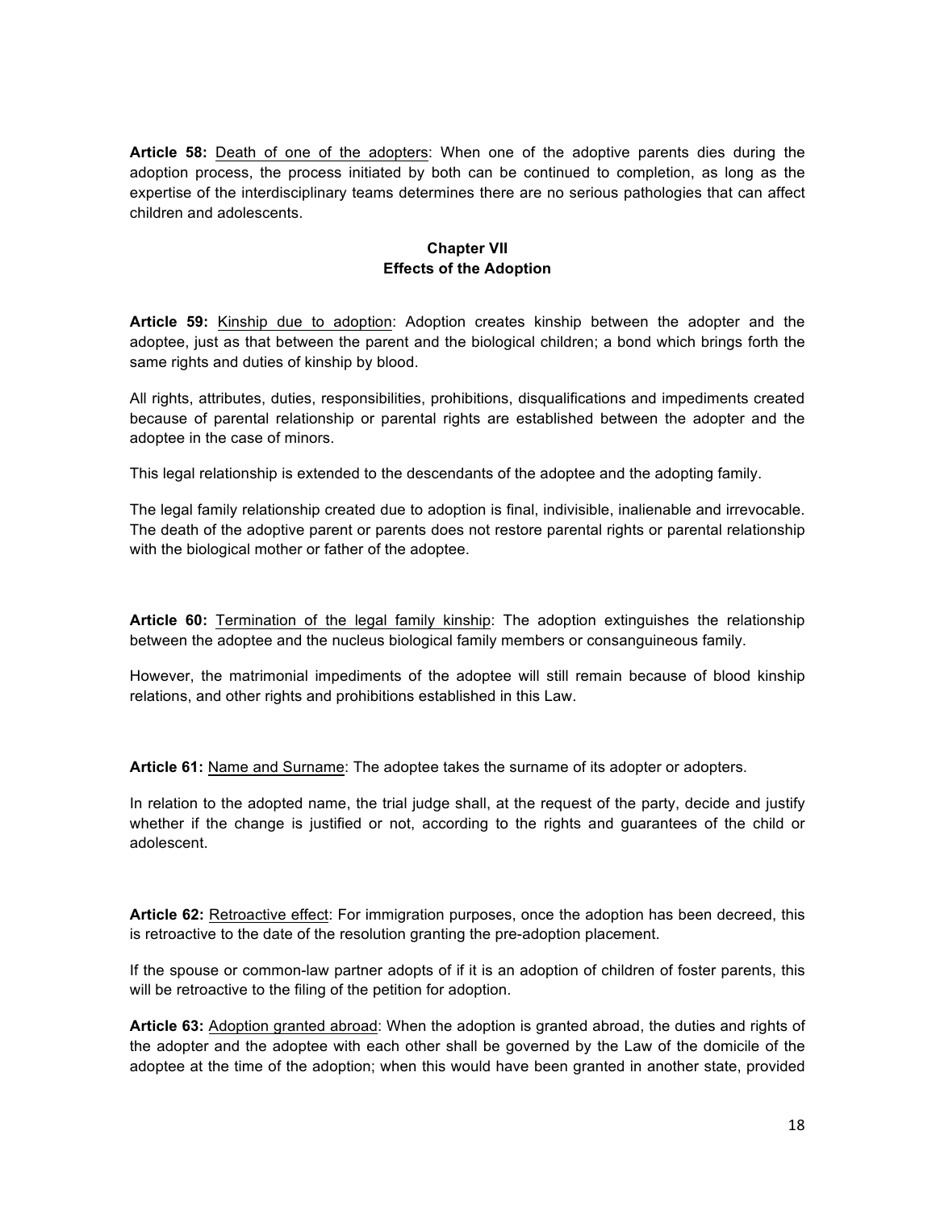**Article 58:** Death of one of the adopters: When one of the adoptive parents dies during the adoption process, the process initiated by both can be continued to completion, as long as the expertise of the interdisciplinary teams determines there are no serious pathologies that can affect children and adolescents.

## Chapter VII
## Effects of the Adoption

**Article 59:** Kinship due to adoption: Adoption creates kinship between the adopter and the adoptee, just as that between the parent and the biological children; a bond which brings forth the same rights and duties of kinship by blood.

All rights, attributes, duties, responsibilities, prohibitions, disqualifications and impediments created because of parental relationship or parental rights are established between the adopter and the adoptee in the case of minors.

This legal relationship is extended to the descendants of the adoptee and the adopting family.

The legal family relationship created due to adoption is final, indivisible, inalienable and irrevocable. The death of the adoptive parent or parents does not restore parental rights or parental relationship with the biological mother or father of the adoptee.

**Article 60:** Termination of the legal family kinship: The adoption extinguishes the relationship between the adoptee and the nucleus biological family members or consanguineous family.

However, the matrimonial impediments of the adoptee will still remain because of blood kinship relations, and other rights and prohibitions established in this Law.

**Article 61:** Name and Surname: The adoptee takes the surname of its adopter or adopters.

In relation to the adopted name, the trial judge shall, at the request of the party, decide and justify whether if the change is justified or not, according to the rights and guarantees of the child or adolescent.

**Article 62:** Retroactive effect: For immigration purposes, once the adoption has been decreed, this is retroactive to the date of the resolution granting the pre-adoption placement.

If the spouse or common-law partner adopts of if it is an adoption of children of foster parents, this will be retroactive to the filing of the petition for adoption.

**Article 63:** Adoption granted abroad: When the adoption is granted abroad, the duties and rights of the adopter and the adoptee with each other shall be governed by the Law of the domicile of the adoptee at the time of the adoption; when this would have been granted in another state, provided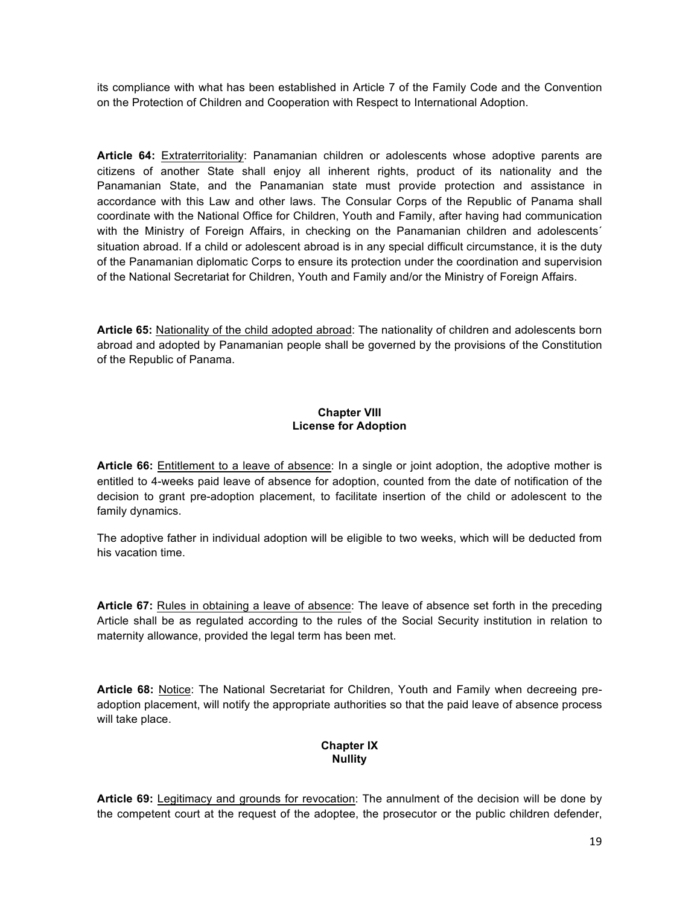its compliance with what has been established in Article 7 of the Family Code and the Convention on the Protection of Children and Cooperation with Respect to International Adoption.

**Article 64:** Extraterritoriality: Panamanian children or adolescents whose adoptive parents are citizens of another State shall enjoy all inherent rights, product of its nationality and the Panamanian State, and the Panamanian state must provide protection and assistance in accordance with this Law and other laws. The Consular Corps of the Republic of Panama shall coordinate with the National Office for Children, Youth and Family, after having had communication with the Ministry of Foreign Affairs, in checking on the Panamanian children and adolescents´ situation abroad. If a child or adolescent abroad is in any special difficult circumstance, it is the duty of the Panamanian diplomatic Corps to ensure its protection under the coordination and supervision of the National Secretariat for Children, Youth and Family and/or the Ministry of Foreign Affairs.

**Article 65:** Nationality of the child adopted abroad: The nationality of children and adolescents born abroad and adopted by Panamanian people shall be governed by the provisions of the Constitution of the Republic of Panama.

## Chapter VIII
## License for Adoption

**Article 66:** Entitlement to a leave of absence: In a single or joint adoption, the adoptive mother is entitled to 4-weeks paid leave of absence for adoption, counted from the date of notification of the decision to grant pre-adoption placement, to facilitate insertion of the child or adolescent to the family dynamics.

The adoptive father in individual adoption will be eligible to two weeks, which will be deducted from his vacation time.

**Article 67:** Rules in obtaining a leave of absence: The leave of absence set forth in the preceding Article shall be as regulated according to the rules of the Social Security institution in relation to maternity allowance, provided the legal term has been met.

**Article 68:** Notice: The National Secretariat for Children, Youth and Family when decreeing pre-adoption placement, will notify the appropriate authorities so that the paid leave of absence process will take place.

## Chapter IX
## Nullity

**Article 69:** Legitimacy and grounds for revocation: The annulment of the decision will be done by the competent court at the request of the adoptee, the prosecutor or the public children defender,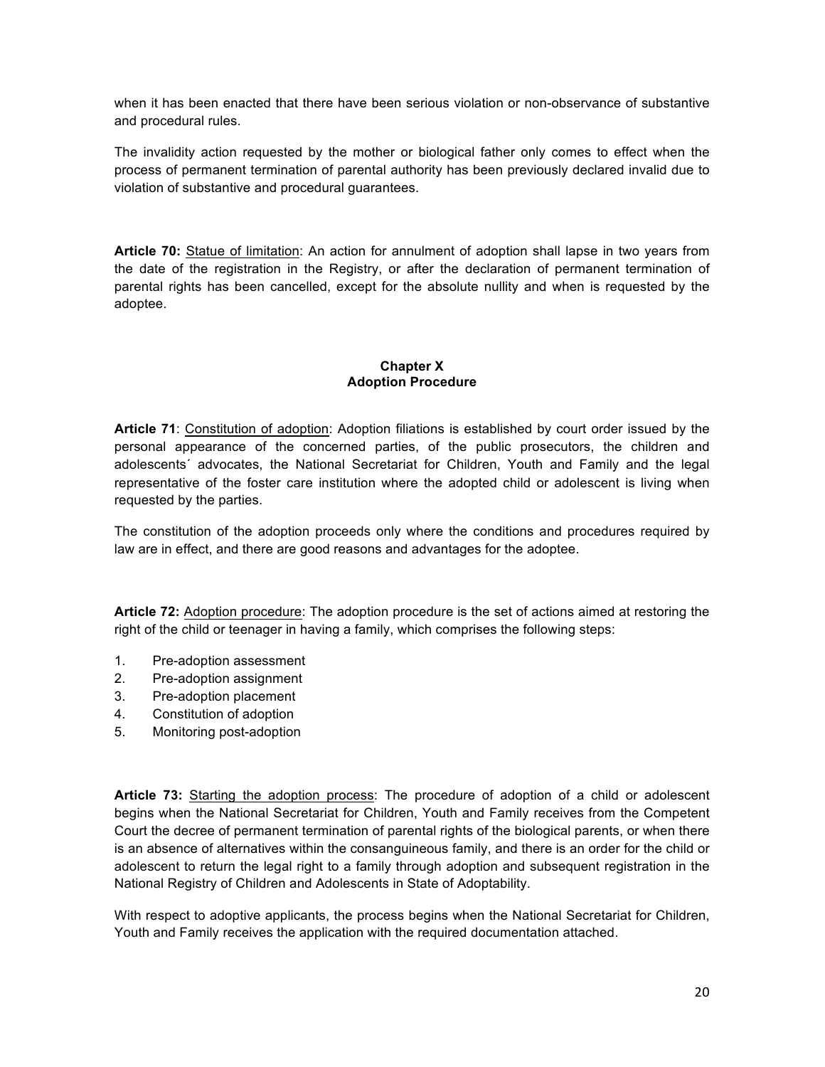when it has been enacted that there have been serious violation or non-observance of substantive and procedural rules.

The invalidity action requested by the mother or biological father only comes to effect when the process of permanent termination of parental authority has been previously declared invalid due to violation of substantive and procedural guarantees.

**Article 70:** Statue of limitation: An action for annulment of adoption shall lapse in two years from the date of the registration in the Registry, or after the declaration of permanent termination of parental rights has been cancelled, except for the absolute nullity and when is requested by the adoptee.

### Chapter X
### Adoption Procedure

**Article 71**: Constitution of adoption: Adoption filiations is established by court order issued by the personal appearance of the concerned parties, of the public prosecutors, the children and adolescents´ advocates, the National Secretariat for Children, Youth and Family and the legal representative of the foster care institution where the adopted child or adolescent is living when requested by the parties.

The constitution of the adoption proceeds only where the conditions and procedures required by law are in effect, and there are good reasons and advantages for the adoptee.

**Article 72:** Adoption procedure: The adoption procedure is the set of actions aimed at restoring the right of the child or teenager in having a family, which comprises the following steps:

1. Pre-adoption assessment
2. Pre-adoption assignment
3. Pre-adoption placement
4. Constitution of adoption
5. Monitoring post-adoption

**Article 73:** Starting the adoption process: The procedure of adoption of a child or adolescent begins when the National Secretariat for Children, Youth and Family receives from the Competent Court the decree of permanent termination of parental rights of the biological parents, or when there is an absence of alternatives within the consanguineous family, and there is an order for the child or adolescent to return the legal right to a family through adoption and subsequent registration in the National Registry of Children and Adolescents in State of Adoptability.

With respect to adoptive applicants, the process begins when the National Secretariat for Children, Youth and Family receives the application with the required documentation attached.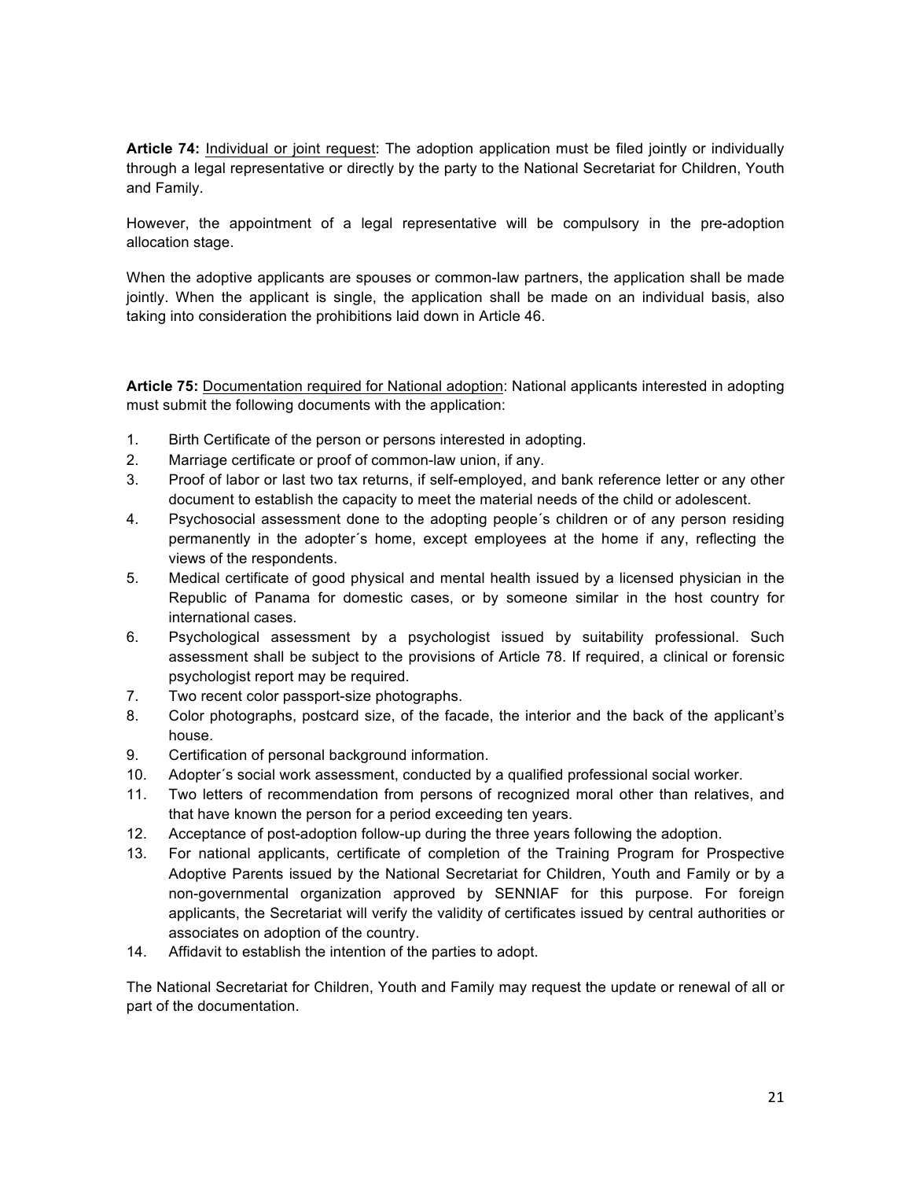**Article 74:** Individual or joint request: The adoption application must be filed jointly or individually through a legal representative or directly by the party to the National Secretariat for Children, Youth and Family.

However, the appointment of a legal representative will be compulsory in the pre-adoption allocation stage.

When the adoptive applicants are spouses or common-law partners, the application shall be made jointly. When the applicant is single, the application shall be made on an individual basis, also taking into consideration the prohibitions laid down in Article 46.

**Article 75:** Documentation required for National adoption: National applicants interested in adopting must submit the following documents with the application:

1. Birth Certificate of the person or persons interested in adopting.
2. Marriage certificate or proof of common-law union, if any.
3. Proof of labor or last two tax returns, if self-employed, and bank reference letter or any other document to establish the capacity to meet the material needs of the child or adolescent.
4. Psychosocial assessment done to the adopting people´s children or of any person residing permanently in the adopter´s home, except employees at the home if any, reflecting the views of the respondents.
5. Medical certificate of good physical and mental health issued by a licensed physician in the Republic of Panama for domestic cases, or by someone similar in the host country for international cases.
6. Psychological assessment by a psychologist issued by suitability professional. Such assessment shall be subject to the provisions of Article 78. If required, a clinical or forensic psychologist report may be required.
7. Two recent color passport-size photographs.
8. Color photographs, postcard size, of the facade, the interior and the back of the applicant's house.
9. Certification of personal background information.
10. Adopter´s social work assessment, conducted by a qualified professional social worker.
11. Two letters of recommendation from persons of recognized moral other than relatives, and that have known the person for a period exceeding ten years.
12. Acceptance of post-adoption follow-up during the three years following the adoption.
13. For national applicants, certificate of completion of the Training Program for Prospective Adoptive Parents issued by the National Secretariat for Children, Youth and Family or by a non-governmental organization approved by SENNIAF for this purpose. For foreign applicants, the Secretariat will verify the validity of certificates issued by central authorities or associates on adoption of the country.
14. Affidavit to establish the intention of the parties to adopt.

The National Secretariat for Children, Youth and Family may request the update or renewal of all or part of the documentation.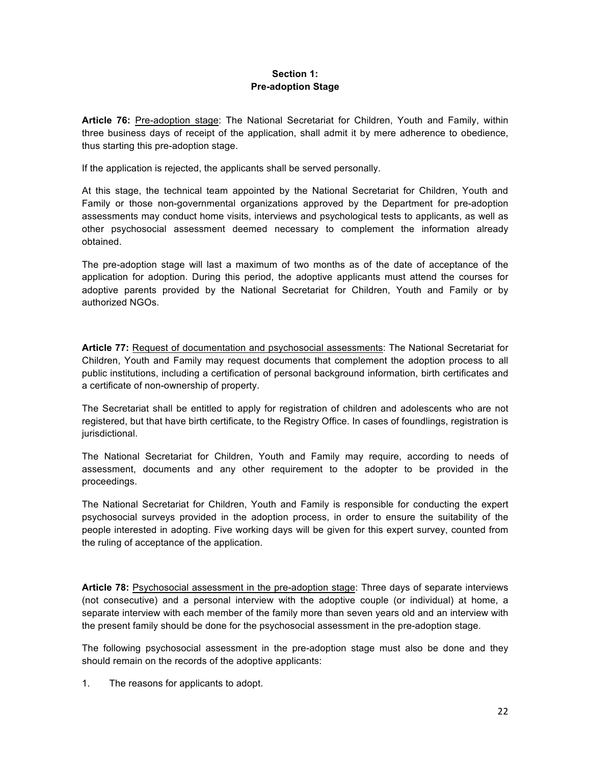## Section 1:
## Pre-adoption Stage

**Article 76:** Pre-adoption stage: The National Secretariat for Children, Youth and Family, within three business days of receipt of the application, shall admit it by mere adherence to obedience, thus starting this pre-adoption stage.

If the application is rejected, the applicants shall be served personally.

At this stage, the technical team appointed by the National Secretariat for Children, Youth and Family or those non-governmental organizations approved by the Department for pre-adoption assessments may conduct home visits, interviews and psychological tests to applicants, as well as other psychosocial assessment deemed necessary to complement the information already obtained.

The pre-adoption stage will last a maximum of two months as of the date of acceptance of the application for adoption. During this period, the adoptive applicants must attend the courses for adoptive parents provided by the National Secretariat for Children, Youth and Family or by authorized NGOs.

**Article 77:** Request of documentation and psychosocial assessments: The National Secretariat for Children, Youth and Family may request documents that complement the adoption process to all public institutions, including a certification of personal background information, birth certificates and a certificate of non-ownership of property.

The Secretariat shall be entitled to apply for registration of children and adolescents who are not registered, but that have birth certificate, to the Registry Office. In cases of foundlings, registration is jurisdictional.

The National Secretariat for Children, Youth and Family may require, according to needs of assessment, documents and any other requirement to the adopter to be provided in the proceedings.

The National Secretariat for Children, Youth and Family is responsible for conducting the expert psychosocial surveys provided in the adoption process, in order to ensure the suitability of the people interested in adopting. Five working days will be given for this expert survey, counted from the ruling of acceptance of the application.

**Article 78:** Psychosocial assessment in the pre-adoption stage: Three days of separate interviews (not consecutive) and a personal interview with the adoptive couple (or individual) at home, a separate interview with each member of the family more than seven years old and an interview with the present family should be done for the psychosocial assessment in the pre-adoption stage.

The following psychosocial assessment in the pre-adoption stage must also be done and they should remain on the records of the adoptive applicants:

1. The reasons for applicants to adopt.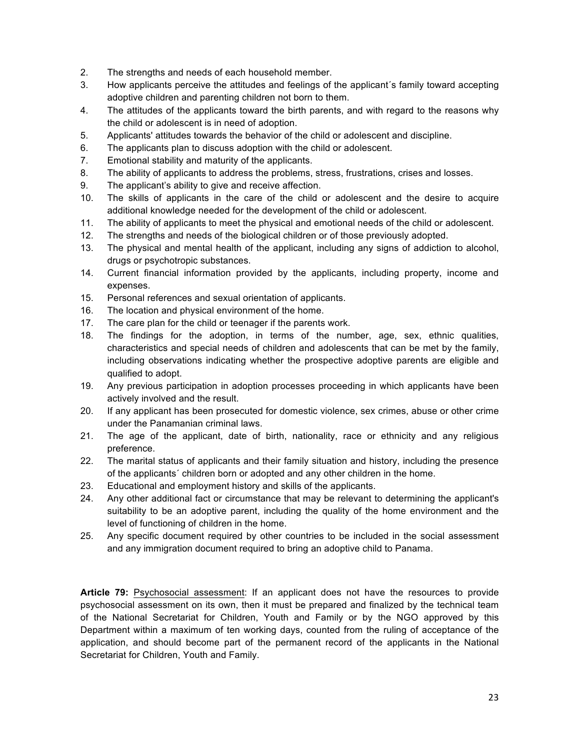2. The strengths and needs of each household member.
3. How applicants perceive the attitudes and feelings of the applicant´s family toward accepting adoptive children and parenting children not born to them.
4. The attitudes of the applicants toward the birth parents, and with regard to the reasons why the child or adolescent is in need of adoption.
5. Applicants' attitudes towards the behavior of the child or adolescent and discipline.
6. The applicants plan to discuss adoption with the child or adolescent.
7. Emotional stability and maturity of the applicants.
8. The ability of applicants to address the problems, stress, frustrations, crises and losses.
9. The applicant's ability to give and receive affection.
10. The skills of applicants in the care of the child or adolescent and the desire to acquire additional knowledge needed for the development of the child or adolescent.
11. The ability of applicants to meet the physical and emotional needs of the child or adolescent.
12. The strengths and needs of the biological children or of those previously adopted.
13. The physical and mental health of the applicant, including any signs of addiction to alcohol, drugs or psychotropic substances.
14. Current financial information provided by the applicants, including property, income and expenses.
15. Personal references and sexual orientation of applicants.
16. The location and physical environment of the home.
17. The care plan for the child or teenager if the parents work.
18. The findings for the adoption, in terms of the number, age, sex, ethnic qualities, characteristics and special needs of children and adolescents that can be met by the family, including observations indicating whether the prospective adoptive parents are eligible and qualified to adopt.
19. Any previous participation in adoption processes proceeding in which applicants have been actively involved and the result.
20. If any applicant has been prosecuted for domestic violence, sex crimes, abuse or other crime under the Panamanian criminal laws.
21. The age of the applicant, date of birth, nationality, race or ethnicity and any religious preference.
22. The marital status of applicants and their family situation and history, including the presence of the applicants´ children born or adopted and any other children in the home.
23. Educational and employment history and skills of the applicants.
24. Any other additional fact or circumstance that may be relevant to determining the applicant's suitability to be an adoptive parent, including the quality of the home environment and the level of functioning of children in the home.
25. Any specific document required by other countries to be included in the social assessment and any immigration document required to bring an adoptive child to Panama.

**Article 79:** Psychosocial assessment: If an applicant does not have the resources to provide psychosocial assessment on its own, then it must be prepared and finalized by the technical team of the National Secretariat for Children, Youth and Family or by the NGO approved by this Department within a maximum of ten working days, counted from the ruling of acceptance of the application, and should become part of the permanent record of the applicants in the National Secretariat for Children, Youth and Family.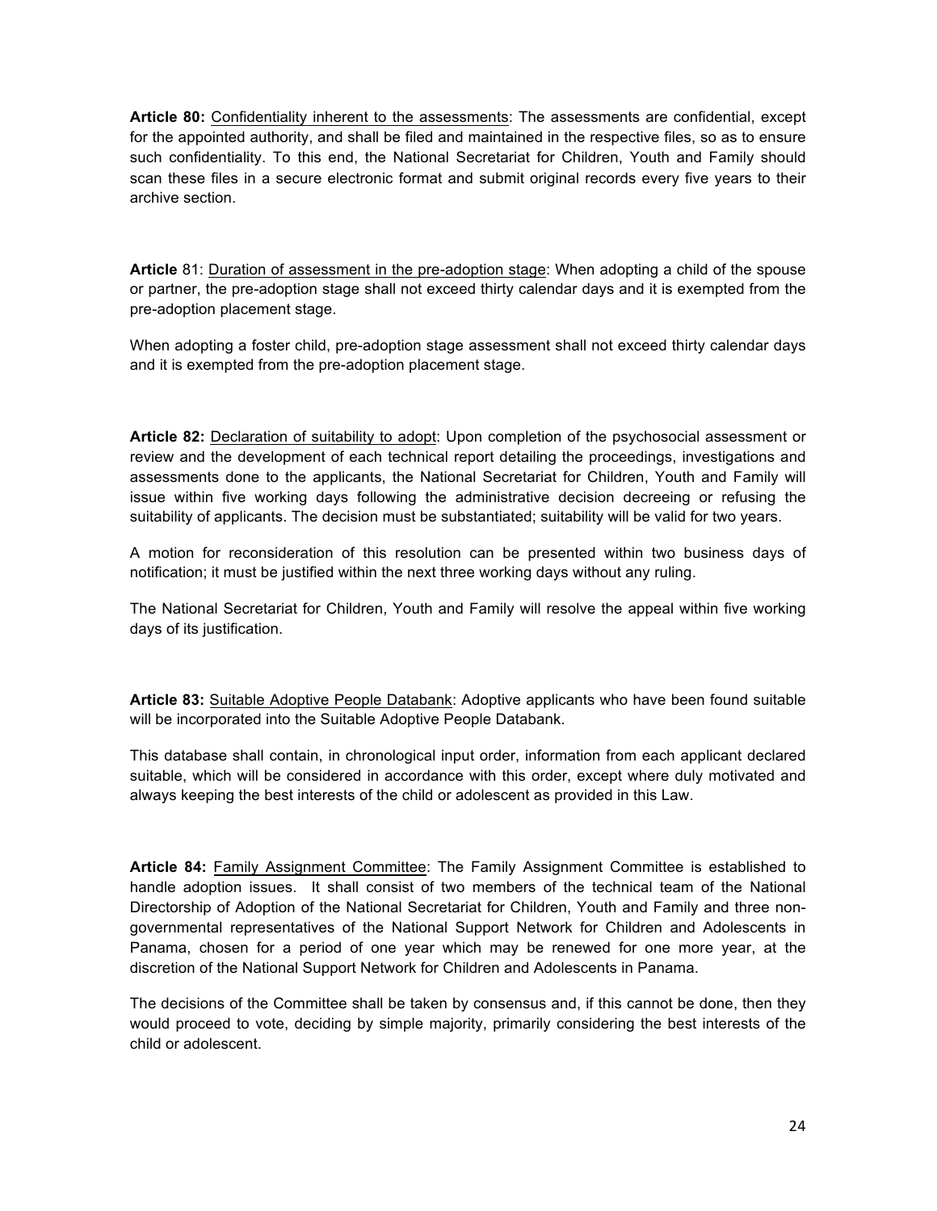**Article 80:** Confidentiality inherent to the assessments: The assessments are confidential, except for the appointed authority, and shall be filed and maintained in the respective files, so as to ensure such confidentiality. To this end, the National Secretariat for Children, Youth and Family should scan these files in a secure electronic format and submit original records every five years to their archive section.

**Article** 81: Duration of assessment in the pre-adoption stage: When adopting a child of the spouse or partner, the pre-adoption stage shall not exceed thirty calendar days and it is exempted from the pre-adoption placement stage.

When adopting a foster child, pre-adoption stage assessment shall not exceed thirty calendar days and it is exempted from the pre-adoption placement stage.

**Article 82:** Declaration of suitability to adopt: Upon completion of the psychosocial assessment or review and the development of each technical report detailing the proceedings, investigations and assessments done to the applicants, the National Secretariat for Children, Youth and Family will issue within five working days following the administrative decision decreeing or refusing the suitability of applicants. The decision must be substantiated; suitability will be valid for two years.

A motion for reconsideration of this resolution can be presented within two business days of notification; it must be justified within the next three working days without any ruling.

The National Secretariat for Children, Youth and Family will resolve the appeal within five working days of its justification.

**Article 83:** Suitable Adoptive People Databank: Adoptive applicants who have been found suitable will be incorporated into the Suitable Adoptive People Databank.

This database shall contain, in chronological input order, information from each applicant declared suitable, which will be considered in accordance with this order, except where duly motivated and always keeping the best interests of the child or adolescent as provided in this Law.

**Article 84:** Family Assignment Committee: The Family Assignment Committee is established to handle adoption issues. It shall consist of two members of the technical team of the National Directorship of Adoption of the National Secretariat for Children, Youth and Family and three non-governmental representatives of the National Support Network for Children and Adolescents in Panama, chosen for a period of one year which may be renewed for one more year, at the discretion of the National Support Network for Children and Adolescents in Panama.

The decisions of the Committee shall be taken by consensus and, if this cannot be done, then they would proceed to vote, deciding by simple majority, primarily considering the best interests of the child or adolescent.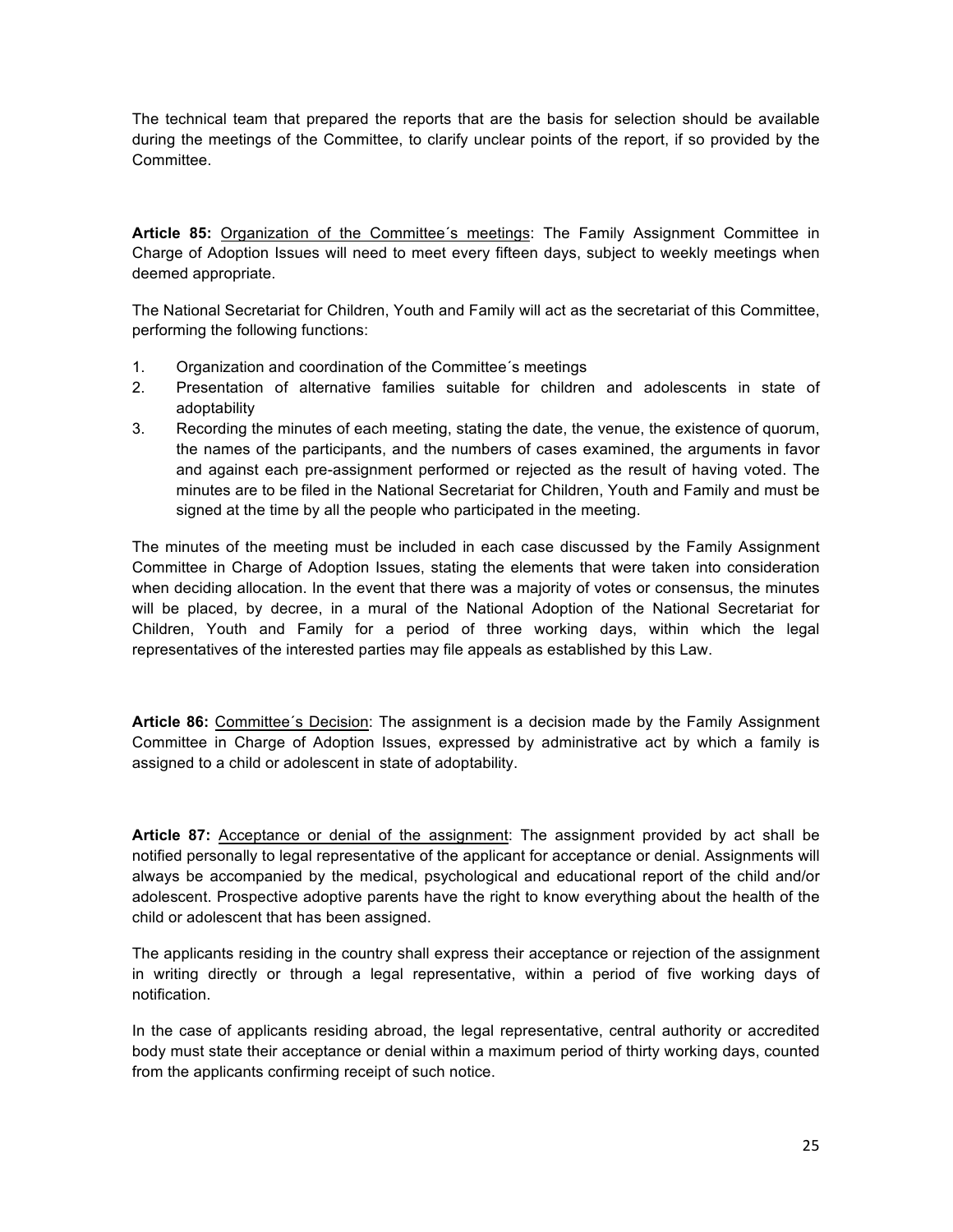The technical team that prepared the reports that are the basis for selection should be available during the meetings of the Committee, to clarify unclear points of the report, if so provided by the Committee.

**Article 85:** Organization of the Committee´s meetings: The Family Assignment Committee in Charge of Adoption Issues will need to meet every fifteen days, subject to weekly meetings when deemed appropriate.

The National Secretariat for Children, Youth and Family will act as the secretariat of this Committee, performing the following functions:

1. Organization and coordination of the Committee´s meetings
2. Presentation of alternative families suitable for children and adolescents in state of adoptability
3. Recording the minutes of each meeting, stating the date, the venue, the existence of quorum, the names of the participants, and the numbers of cases examined, the arguments in favor and against each pre-assignment performed or rejected as the result of having voted. The minutes are to be filed in the National Secretariat for Children, Youth and Family and must be signed at the time by all the people who participated in the meeting.

The minutes of the meeting must be included in each case discussed by the Family Assignment Committee in Charge of Adoption Issues, stating the elements that were taken into consideration when deciding allocation. In the event that there was a majority of votes or consensus, the minutes will be placed, by decree, in a mural of the National Adoption of the National Secretariat for Children, Youth and Family for a period of three working days, within which the legal representatives of the interested parties may file appeals as established by this Law.

**Article 86:** Committee´s Decision: The assignment is a decision made by the Family Assignment Committee in Charge of Adoption Issues, expressed by administrative act by which a family is assigned to a child or adolescent in state of adoptability.

**Article 87:** Acceptance or denial of the assignment: The assignment provided by act shall be notified personally to legal representative of the applicant for acceptance or denial. Assignments will always be accompanied by the medical, psychological and educational report of the child and/or adolescent. Prospective adoptive parents have the right to know everything about the health of the child or adolescent that has been assigned.

The applicants residing in the country shall express their acceptance or rejection of the assignment in writing directly or through a legal representative, within a period of five working days of notification.

In the case of applicants residing abroad, the legal representative, central authority or accredited body must state their acceptance or denial within a maximum period of thirty working days, counted from the applicants confirming receipt of such notice.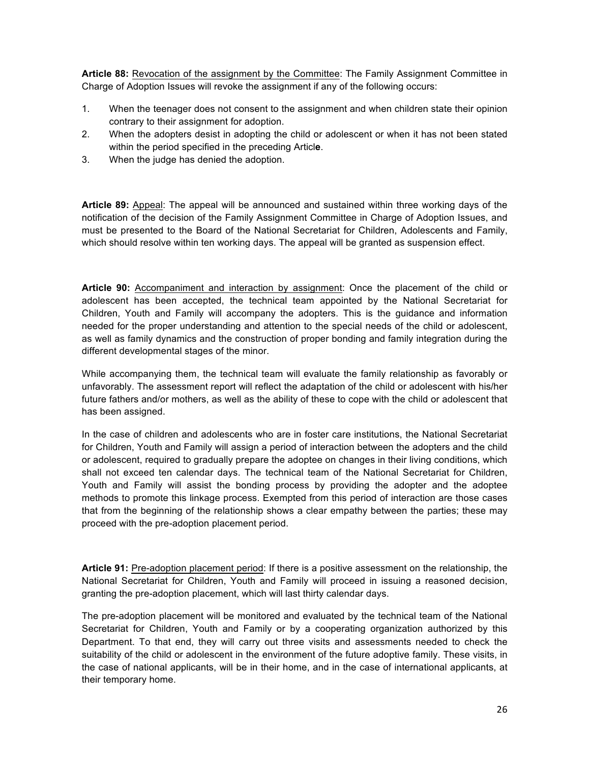**Article 88:** Revocation of the assignment by the Committee: The Family Assignment Committee in Charge of Adoption Issues will revoke the assignment if any of the following occurs:

1. When the teenager does not consent to the assignment and when children state their opinion contrary to their assignment for adoption.
2. When the adopters desist in adopting the child or adolescent or when it has not been stated within the period specified in the preceding Articl**e**.
3. When the judge has denied the adoption.

**Article 89:** Appeal: The appeal will be announced and sustained within three working days of the notification of the decision of the Family Assignment Committee in Charge of Adoption Issues, and must be presented to the Board of the National Secretariat for Children, Adolescents and Family, which should resolve within ten working days. The appeal will be granted as suspension effect.

**Article 90:** Accompaniment and interaction by assignment: Once the placement of the child or adolescent has been accepted, the technical team appointed by the National Secretariat for Children, Youth and Family will accompany the adopters. This is the guidance and information needed for the proper understanding and attention to the special needs of the child or adolescent, as well as family dynamics and the construction of proper bonding and family integration during the different developmental stages of the minor.

While accompanying them, the technical team will evaluate the family relationship as favorably or unfavorably. The assessment report will reflect the adaptation of the child or adolescent with his/her future fathers and/or mothers, as well as the ability of these to cope with the child or adolescent that has been assigned.

In the case of children and adolescents who are in foster care institutions, the National Secretariat for Children, Youth and Family will assign a period of interaction between the adopters and the child or adolescent, required to gradually prepare the adoptee on changes in their living conditions, which shall not exceed ten calendar days. The technical team of the National Secretariat for Children, Youth and Family will assist the bonding process by providing the adopter and the adoptee methods to promote this linkage process. Exempted from this period of interaction are those cases that from the beginning of the relationship shows a clear empathy between the parties; these may proceed with the pre-adoption placement period.

**Article 91:** Pre-adoption placement period: If there is a positive assessment on the relationship, the National Secretariat for Children, Youth and Family will proceed in issuing a reasoned decision, granting the pre-adoption placement, which will last thirty calendar days.

The pre-adoption placement will be monitored and evaluated by the technical team of the National Secretariat for Children, Youth and Family or by a cooperating organization authorized by this Department. To that end, they will carry out three visits and assessments needed to check the suitability of the child or adolescent in the environment of the future adoptive family. These visits, in the case of national applicants, will be in their home, and in the case of international applicants, at their temporary home.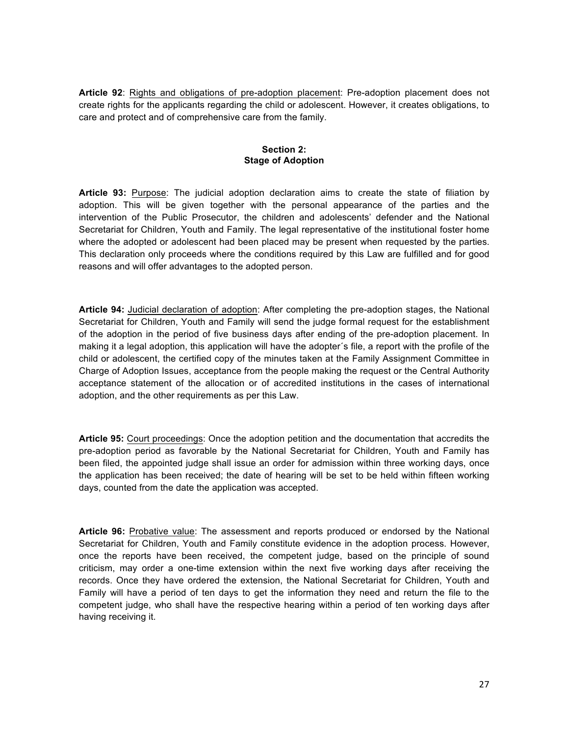**Article 92**: Rights and obligations of pre-adoption placement: Pre-adoption placement does not create rights for the applicants regarding the child or adolescent. However, it creates obligations, to care and protect and of comprehensive care from the family.

### Section 2:
### Stage of Adoption

**Article 93:** Purpose: The judicial adoption declaration aims to create the state of filiation by adoption. This will be given together with the personal appearance of the parties and the intervention of the Public Prosecutor, the children and adolescents' defender and the National Secretariat for Children, Youth and Family. The legal representative of the institutional foster home where the adopted or adolescent had been placed may be present when requested by the parties. This declaration only proceeds where the conditions required by this Law are fulfilled and for good reasons and will offer advantages to the adopted person.

**Article 94:** Judicial declaration of adoption: After completing the pre-adoption stages, the National Secretariat for Children, Youth and Family will send the judge formal request for the establishment of the adoption in the period of five business days after ending of the pre-adoption placement. In making it a legal adoption, this application will have the adopter´s file, a report with the profile of the child or adolescent, the certified copy of the minutes taken at the Family Assignment Committee in Charge of Adoption Issues, acceptance from the people making the request or the Central Authority acceptance statement of the allocation or of accredited institutions in the cases of international adoption, and the other requirements as per this Law.

**Article 95:** Court proceedings: Once the adoption petition and the documentation that accredits the pre-adoption period as favorable by the National Secretariat for Children, Youth and Family has been filed, the appointed judge shall issue an order for admission within three working days, once the application has been received; the date of hearing will be set to be held within fifteen working days, counted from the date the application was accepted.

**Article 96:** Probative value: The assessment and reports produced or endorsed by the National Secretariat for Children, Youth and Family constitute evidence in the adoption process. However, once the reports have been received, the competent judge, based on the principle of sound criticism, may order a one-time extension within the next five working days after receiving the records. Once they have ordered the extension, the National Secretariat for Children, Youth and Family will have a period of ten days to get the information they need and return the file to the competent judge, who shall have the respective hearing within a period of ten working days after having receiving it.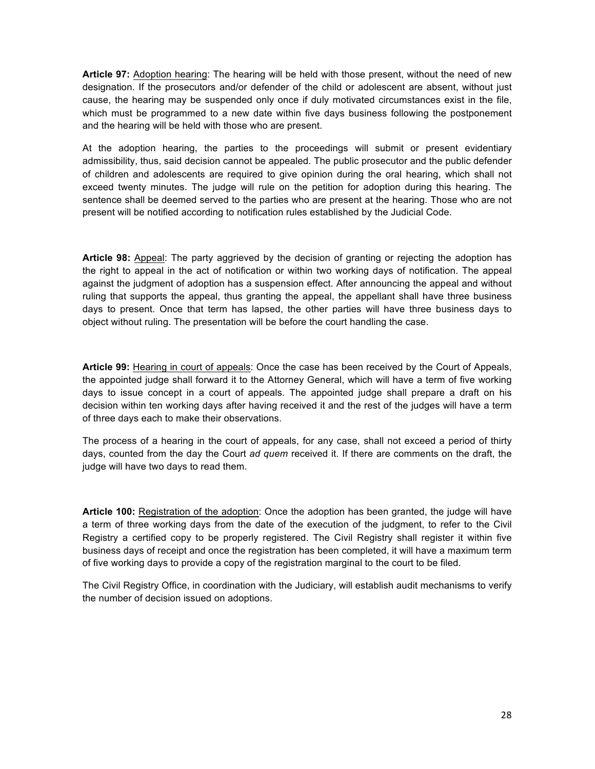**Article 97:** Adoption hearing: The hearing will be held with those present, without the need of new designation. If the prosecutors and/or defender of the child or adolescent are absent, without just cause, the hearing may be suspended only once if duly motivated circumstances exist in the file, which must be programmed to a new date within five days business following the postponement and the hearing will be held with those who are present.

At the adoption hearing, the parties to the proceedings will submit or present evidentiary admissibility, thus, said decision cannot be appealed. The public prosecutor and the public defender of children and adolescents are required to give opinion during the oral hearing, which shall not exceed twenty minutes. The judge will rule on the petition for adoption during this hearing. The sentence shall be deemed served to the parties who are present at the hearing. Those who are not present will be notified according to notification rules established by the Judicial Code.

**Article 98:** Appeal: The party aggrieved by the decision of granting or rejecting the adoption has the right to appeal in the act of notification or within two working days of notification. The appeal against the judgment of adoption has a suspension effect. After announcing the appeal and without ruling that supports the appeal, thus granting the appeal, the appellant shall have three business days to present. Once that term has lapsed, the other parties will have three business days to object without ruling. The presentation will be before the court handling the case.

**Article 99:** Hearing in court of appeals: Once the case has been received by the Court of Appeals, the appointed judge shall forward it to the Attorney General, which will have a term of five working days to issue concept in a court of appeals. The appointed judge shall prepare a draft on his decision within ten working days after having received it and the rest of the judges will have a term of three days each to make their observations.

The process of a hearing in the court of appeals, for any case, shall not exceed a period of thirty days, counted from the day the Court *ad quem* received it. If there are comments on the draft, the judge will have two days to read them.

**Article 100:** Registration of the adoption: Once the adoption has been granted, the judge will have a term of three working days from the date of the execution of the judgment, to refer to the Civil Registry a certified copy to be properly registered. The Civil Registry shall register it within five business days of receipt and once the registration has been completed, it will have a maximum term of five working days to provide a copy of the registration marginal to the court to be filed.

The Civil Registry Office, in coordination with the Judiciary, will establish audit mechanisms to verify the number of decision issued on adoptions.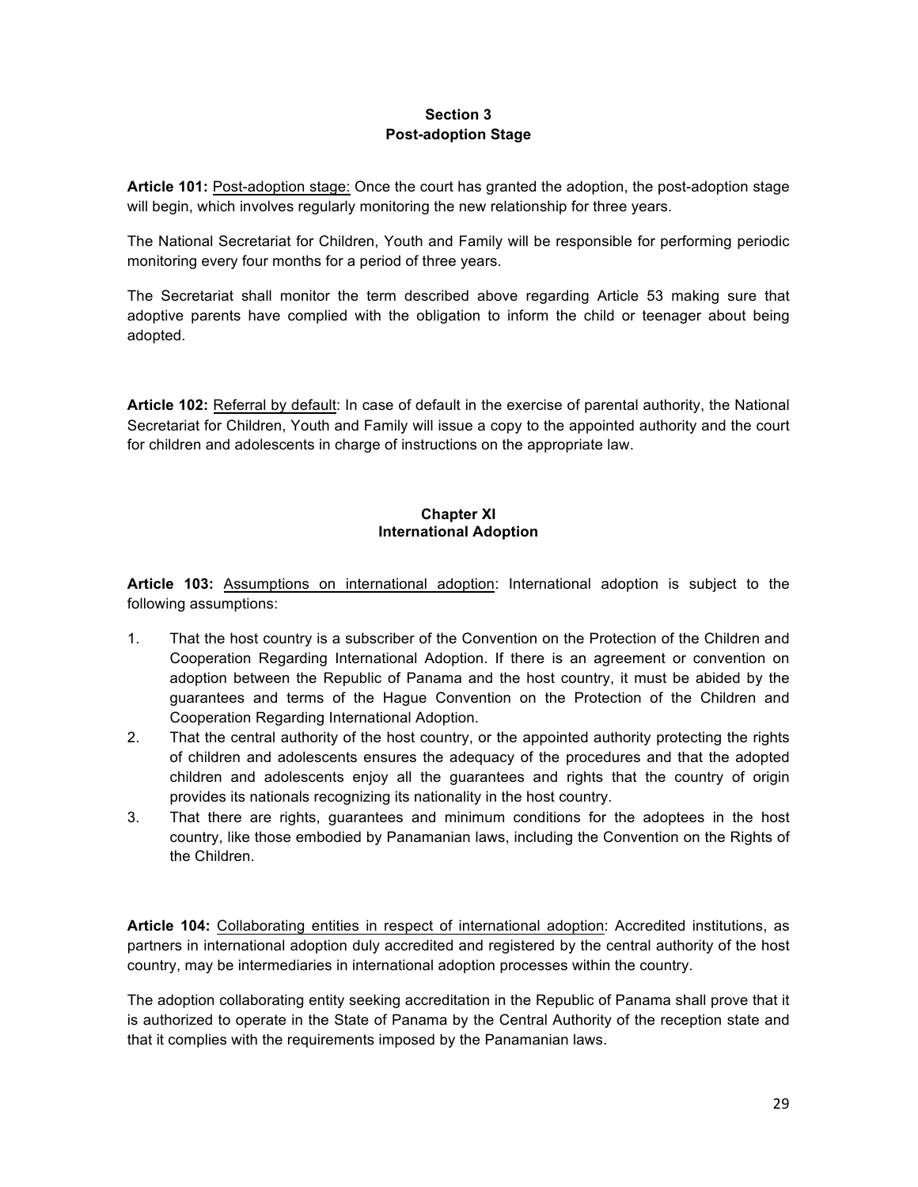## Section 3
## Post-adoption Stage

**Article 101:** Post-adoption stage: Once the court has granted the adoption, the post-adoption stage will begin, which involves regularly monitoring the new relationship for three years.

The National Secretariat for Children, Youth and Family will be responsible for performing periodic monitoring every four months for a period of three years.

The Secretariat shall monitor the term described above regarding Article 53 making sure that adoptive parents have complied with the obligation to inform the child or teenager about being adopted.

**Article 102:** Referral by default: In case of default in the exercise of parental authority, the National Secretariat for Children, Youth and Family will issue a copy to the appointed authority and the court for children and adolescents in charge of instructions on the appropriate law.

## Chapter XI
## International Adoption

**Article 103:** Assumptions on international adoption: International adoption is subject to the following assumptions:

1. That the host country is a subscriber of the Convention on the Protection of the Children and Cooperation Regarding International Adoption. If there is an agreement or convention on adoption between the Republic of Panama and the host country, it must be abided by the guarantees and terms of the Hague Convention on the Protection of the Children and Cooperation Regarding International Adoption.
2. That the central authority of the host country, or the appointed authority protecting the rights of children and adolescents ensures the adequacy of the procedures and that the adopted children and adolescents enjoy all the guarantees and rights that the country of origin provides its nationals recognizing its nationality in the host country.
3. That there are rights, guarantees and minimum conditions for the adoptees in the host country, like those embodied by Panamanian laws, including the Convention on the Rights of the Children.

**Article 104:** Collaborating entities in respect of international adoption: Accredited institutions, as partners in international adoption duly accredited and registered by the central authority of the host country, may be intermediaries in international adoption processes within the country.

The adoption collaborating entity seeking accreditation in the Republic of Panama shall prove that it is authorized to operate in the State of Panama by the Central Authority of the reception state and that it complies with the requirements imposed by the Panamanian laws.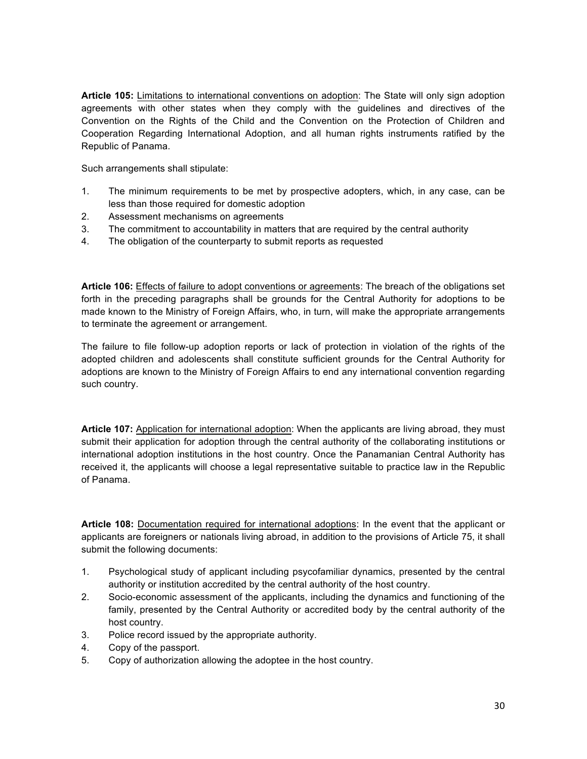**Article 105:** Limitations to international conventions on adoption: The State will only sign adoption agreements with other states when they comply with the guidelines and directives of the Convention on the Rights of the Child and the Convention on the Protection of Children and Cooperation Regarding International Adoption, and all human rights instruments ratified by the Republic of Panama.

Such arrangements shall stipulate:

1. The minimum requirements to be met by prospective adopters, which, in any case, can be less than those required for domestic adoption
2. Assessment mechanisms on agreements
3. The commitment to accountability in matters that are required by the central authority
4. The obligation of the counterparty to submit reports as requested

**Article 106:** Effects of failure to adopt conventions or agreements: The breach of the obligations set forth in the preceding paragraphs shall be grounds for the Central Authority for adoptions to be made known to the Ministry of Foreign Affairs, who, in turn, will make the appropriate arrangements to terminate the agreement or arrangement.

The failure to file follow-up adoption reports or lack of protection in violation of the rights of the adopted children and adolescents shall constitute sufficient grounds for the Central Authority for adoptions are known to the Ministry of Foreign Affairs to end any international convention regarding such country.

**Article 107:** Application for international adoption: When the applicants are living abroad, they must submit their application for adoption through the central authority of the collaborating institutions or international adoption institutions in the host country. Once the Panamanian Central Authority has received it, the applicants will choose a legal representative suitable to practice law in the Republic of Panama.

**Article 108:** Documentation required for international adoptions: In the event that the applicant or applicants are foreigners or nationals living abroad, in addition to the provisions of Article 75, it shall submit the following documents:

1. Psychological study of applicant including psycofamiliar dynamics, presented by the central authority or institution accredited by the central authority of the host country.
2. Socio-economic assessment of the applicants, including the dynamics and functioning of the family, presented by the Central Authority or accredited body by the central authority of the host country.
3. Police record issued by the appropriate authority.
4. Copy of the passport.
5. Copy of authorization allowing the adoptee in the host country.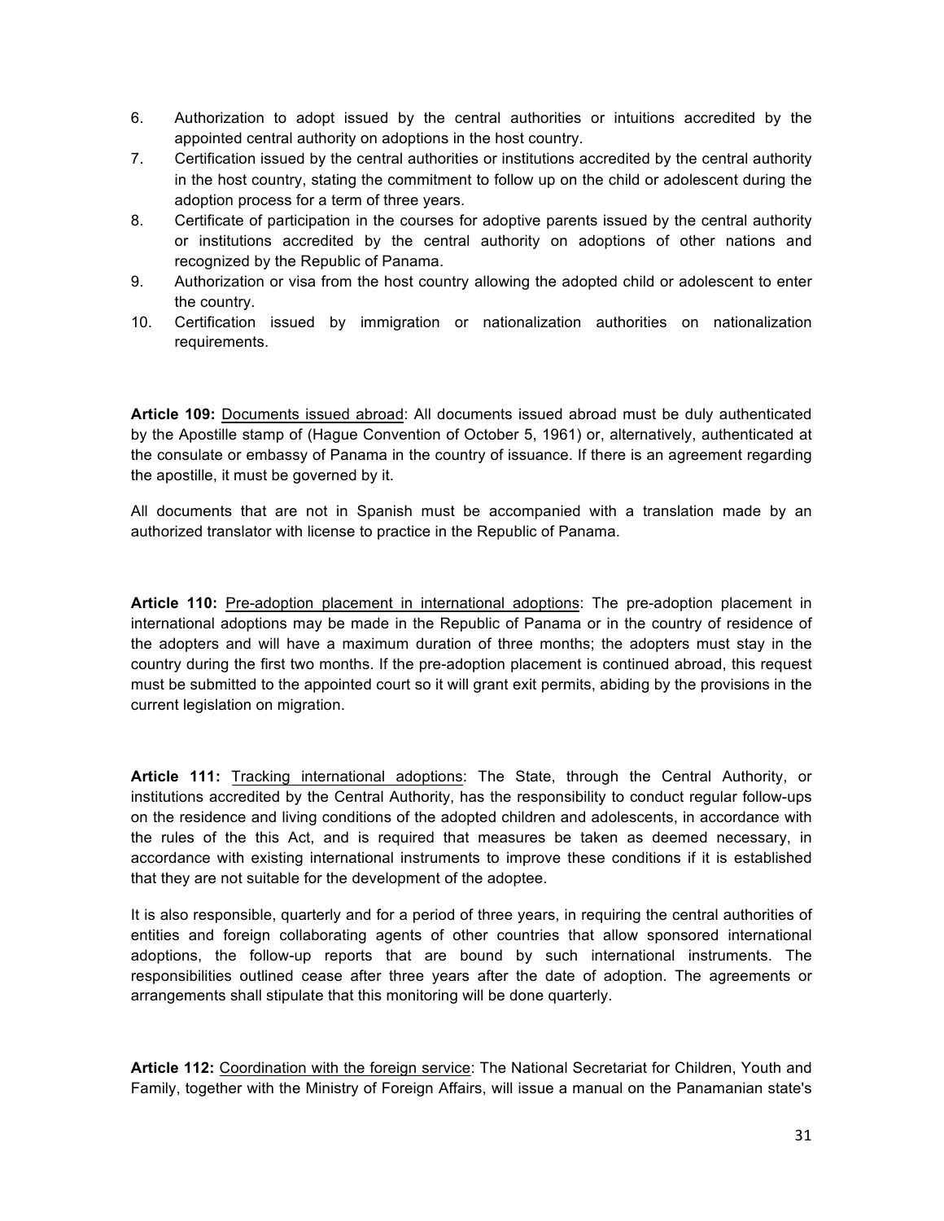6. Authorization to adopt issued by the central authorities or intuitions accredited by the appointed central authority on adoptions in the host country.
7. Certification issued by the central authorities or institutions accredited by the central authority in the host country, stating the commitment to follow up on the child or adolescent during the adoption process for a term of three years.
8. Certificate of participation in the courses for adoptive parents issued by the central authority or institutions accredited by the central authority on adoptions of other nations and recognized by the Republic of Panama.
9. Authorization or visa from the host country allowing the adopted child or adolescent to enter the country.
10. Certification issued by immigration or nationalization authorities on nationalization requirements.

**Article 109:** Documents issued abroad: All documents issued abroad must be duly authenticated by the Apostille stamp of (Hague Convention of October 5, 1961) or, alternatively, authenticated at the consulate or embassy of Panama in the country of issuance. If there is an agreement regarding the apostille, it must be governed by it.

All documents that are not in Spanish must be accompanied with a translation made by an authorized translator with license to practice in the Republic of Panama.

**Article 110:** Pre-adoption placement in international adoptions: The pre-adoption placement in international adoptions may be made in the Republic of Panama or in the country of residence of the adopters and will have a maximum duration of three months; the adopters must stay in the country during the first two months. If the pre-adoption placement is continued abroad, this request must be submitted to the appointed court so it will grant exit permits, abiding by the provisions in the current legislation on migration.

**Article 111:** Tracking international adoptions: The State, through the Central Authority, or institutions accredited by the Central Authority, has the responsibility to conduct regular follow-ups on the residence and living conditions of the adopted children and adolescents, in accordance with the rules of the this Act, and is required that measures be taken as deemed necessary, in accordance with existing international instruments to improve these conditions if it is established that they are not suitable for the development of the adoptee.

It is also responsible, quarterly and for a period of three years, in requiring the central authorities of entities and foreign collaborating agents of other countries that allow sponsored international adoptions, the follow-up reports that are bound by such international instruments. The responsibilities outlined cease after three years after the date of adoption. The agreements or arrangements shall stipulate that this monitoring will be done quarterly.

**Article 112:** Coordination with the foreign service: The National Secretariat for Children, Youth and Family, together with the Ministry of Foreign Affairs, will issue a manual on the Panamanian state's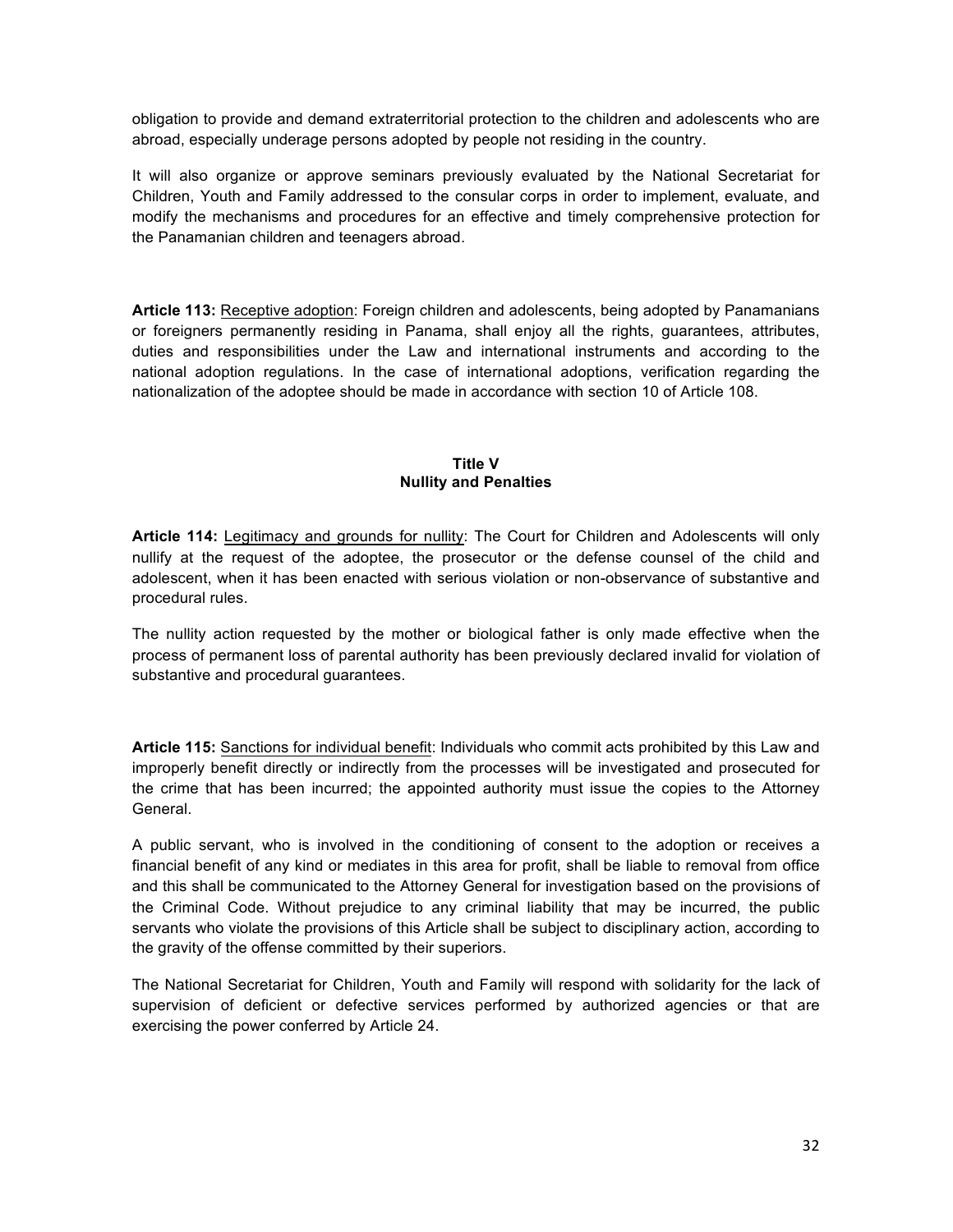obligation to provide and demand extraterritorial protection to the children and adolescents who are abroad, especially underage persons adopted by people not residing in the country.

It will also organize or approve seminars previously evaluated by the National Secretariat for Children, Youth and Family addressed to the consular corps in order to implement, evaluate, and modify the mechanisms and procedures for an effective and timely comprehensive protection for the Panamanian children and teenagers abroad.

**Article 113:** Receptive adoption: Foreign children and adolescents, being adopted by Panamanians or foreigners permanently residing in Panama, shall enjoy all the rights, guarantees, attributes, duties and responsibilities under the Law and international instruments and according to the national adoption regulations. In the case of international adoptions, verification regarding the nationalization of the adoptee should be made in accordance with section 10 of Article 108.

## Title V
## Nullity and Penalties

**Article 114:** Legitimacy and grounds for nullity: The Court for Children and Adolescents will only nullify at the request of the adoptee, the prosecutor or the defense counsel of the child and adolescent, when it has been enacted with serious violation or non-observance of substantive and procedural rules.

The nullity action requested by the mother or biological father is only made effective when the process of permanent loss of parental authority has been previously declared invalid for violation of substantive and procedural guarantees.

**Article 115:** Sanctions for individual benefit: Individuals who commit acts prohibited by this Law and improperly benefit directly or indirectly from the processes will be investigated and prosecuted for the crime that has been incurred; the appointed authority must issue the copies to the Attorney General.

A public servant, who is involved in the conditioning of consent to the adoption or receives a financial benefit of any kind or mediates in this area for profit, shall be liable to removal from office and this shall be communicated to the Attorney General for investigation based on the provisions of the Criminal Code. Without prejudice to any criminal liability that may be incurred, the public servants who violate the provisions of this Article shall be subject to disciplinary action, according to the gravity of the offense committed by their superiors.

The National Secretariat for Children, Youth and Family will respond with solidarity for the lack of supervision of deficient or defective services performed by authorized agencies or that are exercising the power conferred by Article 24.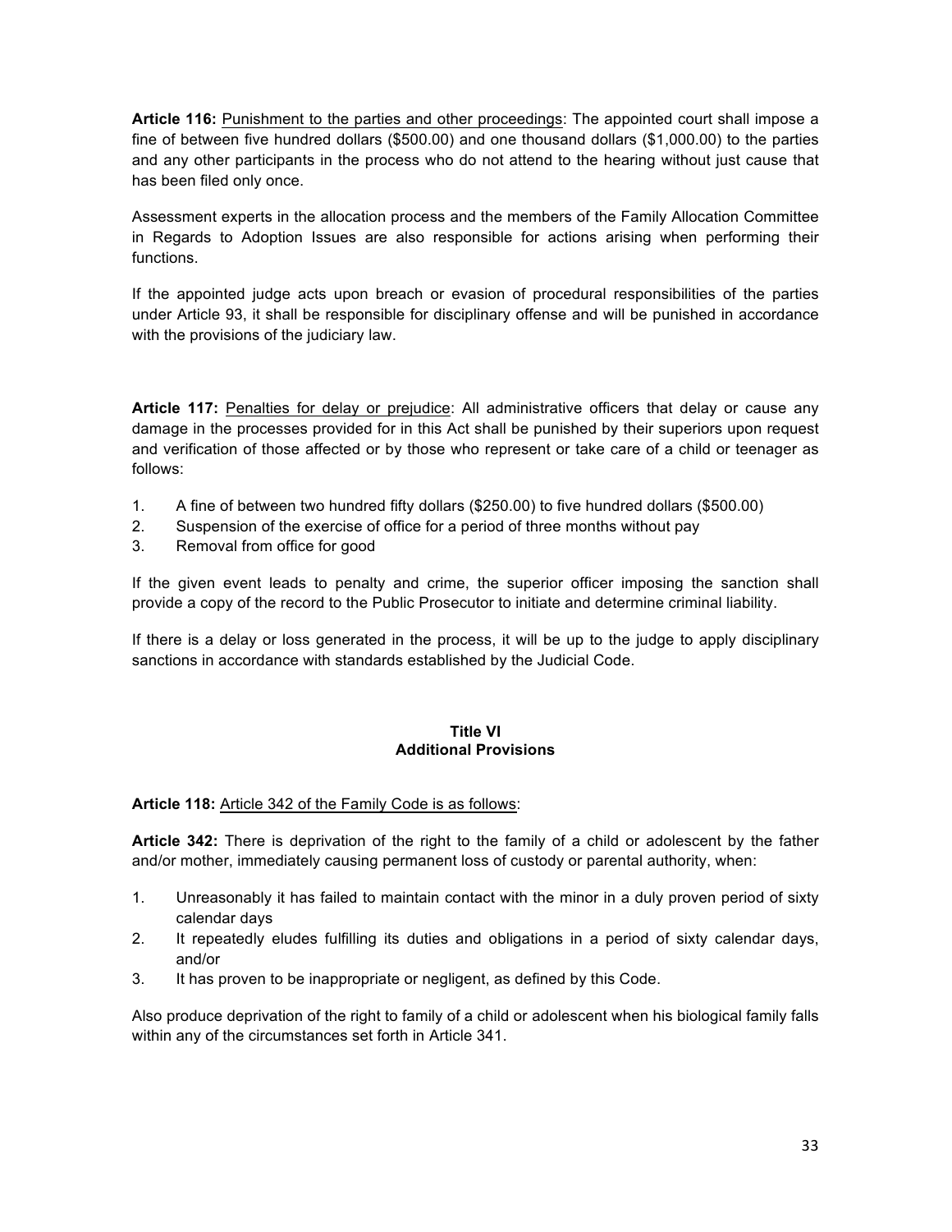**Article 116:** Punishment to the parties and other proceedings: The appointed court shall impose a fine of between five hundred dollars ($500.00) and one thousand dollars ($1,000.00) to the parties and any other participants in the process who do not attend to the hearing without just cause that has been filed only once.

Assessment experts in the allocation process and the members of the Family Allocation Committee in Regards to Adoption Issues are also responsible for actions arising when performing their functions.

If the appointed judge acts upon breach or evasion of procedural responsibilities of the parties under Article 93, it shall be responsible for disciplinary offense and will be punished in accordance with the provisions of the judiciary law.

**Article 117:** Penalties for delay or prejudice: All administrative officers that delay or cause any damage in the processes provided for in this Act shall be punished by their superiors upon request and verification of those affected or by those who represent or take care of a child or teenager as follows:

1. A fine of between two hundred fifty dollars ($250.00) to five hundred dollars ($500.00)
2. Suspension of the exercise of office for a period of three months without pay
3. Removal from office for good

If the given event leads to penalty and crime, the superior officer imposing the sanction shall provide a copy of the record to the Public Prosecutor to initiate and determine criminal liability.

If there is a delay or loss generated in the process, it will be up to the judge to apply disciplinary sanctions in accordance with standards established by the Judicial Code.

## Title VI
## Additional Provisions

**Article 118:** Article 342 of the Family Code is as follows:

**Article 342:** There is deprivation of the right to the family of a child or adolescent by the father and/or mother, immediately causing permanent loss of custody or parental authority, when:

1. Unreasonably it has failed to maintain contact with the minor in a duly proven period of sixty calendar days
2. It repeatedly eludes fulfilling its duties and obligations in a period of sixty calendar days, and/or
3. It has proven to be inappropriate or negligent, as defined by this Code.

Also produce deprivation of the right to family of a child or adolescent when his biological family falls within any of the circumstances set forth in Article 341.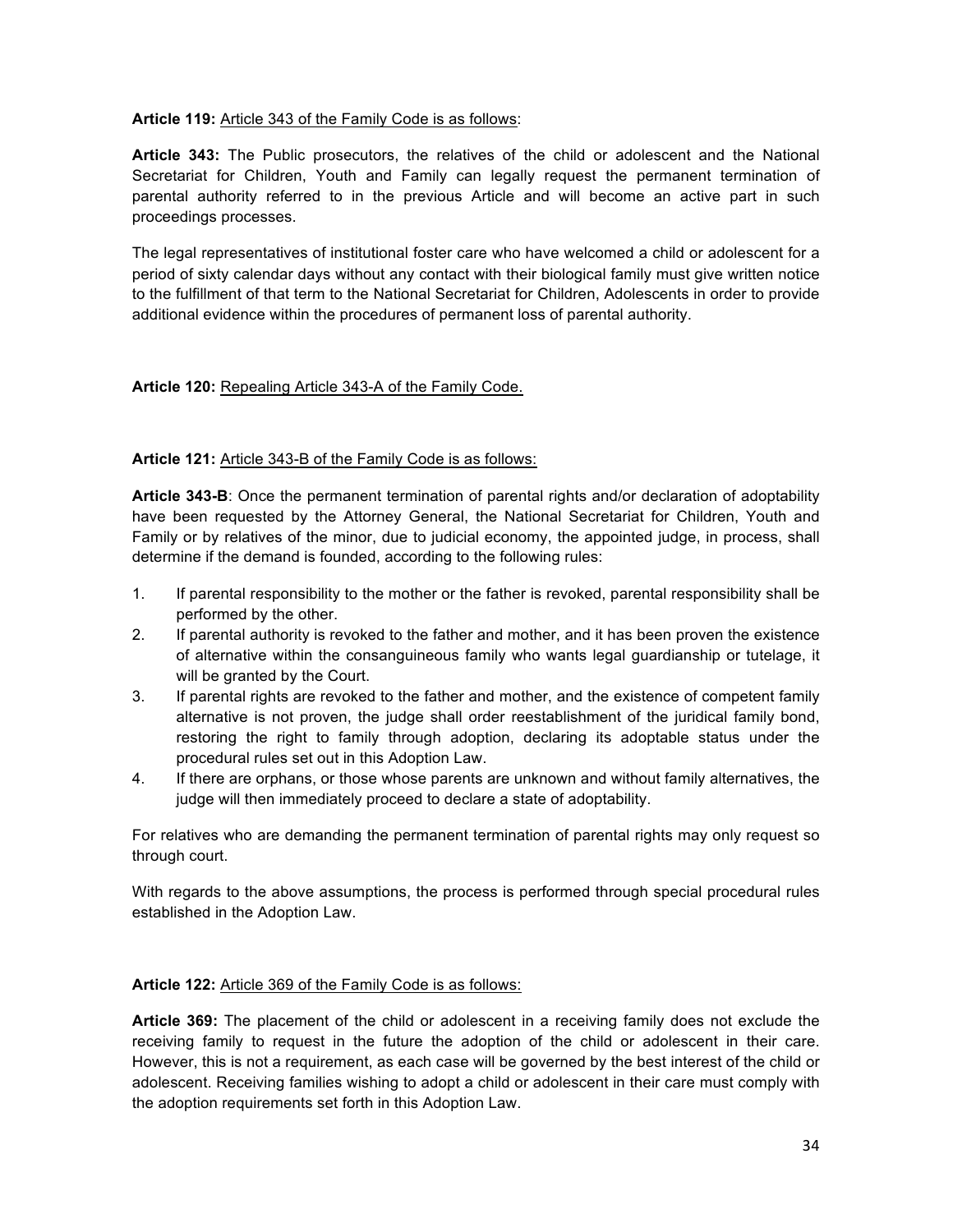**Article 119:** Article 343 of the Family Code is as follows:

**Article 343:** The Public prosecutors, the relatives of the child or adolescent and the National Secretariat for Children, Youth and Family can legally request the permanent termination of parental authority referred to in the previous Article and will become an active part in such proceedings processes.

The legal representatives of institutional foster care who have welcomed a child or adolescent for a period of sixty calendar days without any contact with their biological family must give written notice to the fulfillment of that term to the National Secretariat for Children, Adolescents in order to provide additional evidence within the procedures of permanent loss of parental authority.

**Article 120:** Repealing Article 343-A of the Family Code.

**Article 121:** Article 343-B of the Family Code is as follows:

**Article 343-B**: Once the permanent termination of parental rights and/or declaration of adoptability have been requested by the Attorney General, the National Secretariat for Children, Youth and Family or by relatives of the minor, due to judicial economy, the appointed judge, in process, shall determine if the demand is founded, according to the following rules:

1. If parental responsibility to the mother or the father is revoked, parental responsibility shall be performed by the other.
2. If parental authority is revoked to the father and mother, and it has been proven the existence of alternative within the consanguineous family who wants legal guardianship or tutelage, it will be granted by the Court.
3. If parental rights are revoked to the father and mother, and the existence of competent family alternative is not proven, the judge shall order reestablishment of the juridical family bond, restoring the right to family through adoption, declaring its adoptable status under the procedural rules set out in this Adoption Law.
4. If there are orphans, or those whose parents are unknown and without family alternatives, the judge will then immediately proceed to declare a state of adoptability.

For relatives who are demanding the permanent termination of parental rights may only request so through court.

With regards to the above assumptions, the process is performed through special procedural rules established in the Adoption Law.

**Article 122:** Article 369 of the Family Code is as follows:

**Article 369:** The placement of the child or adolescent in a receiving family does not exclude the receiving family to request in the future the adoption of the child or adolescent in their care. However, this is not a requirement, as each case will be governed by the best interest of the child or adolescent. Receiving families wishing to adopt a child or adolescent in their care must comply with the adoption requirements set forth in this Adoption Law.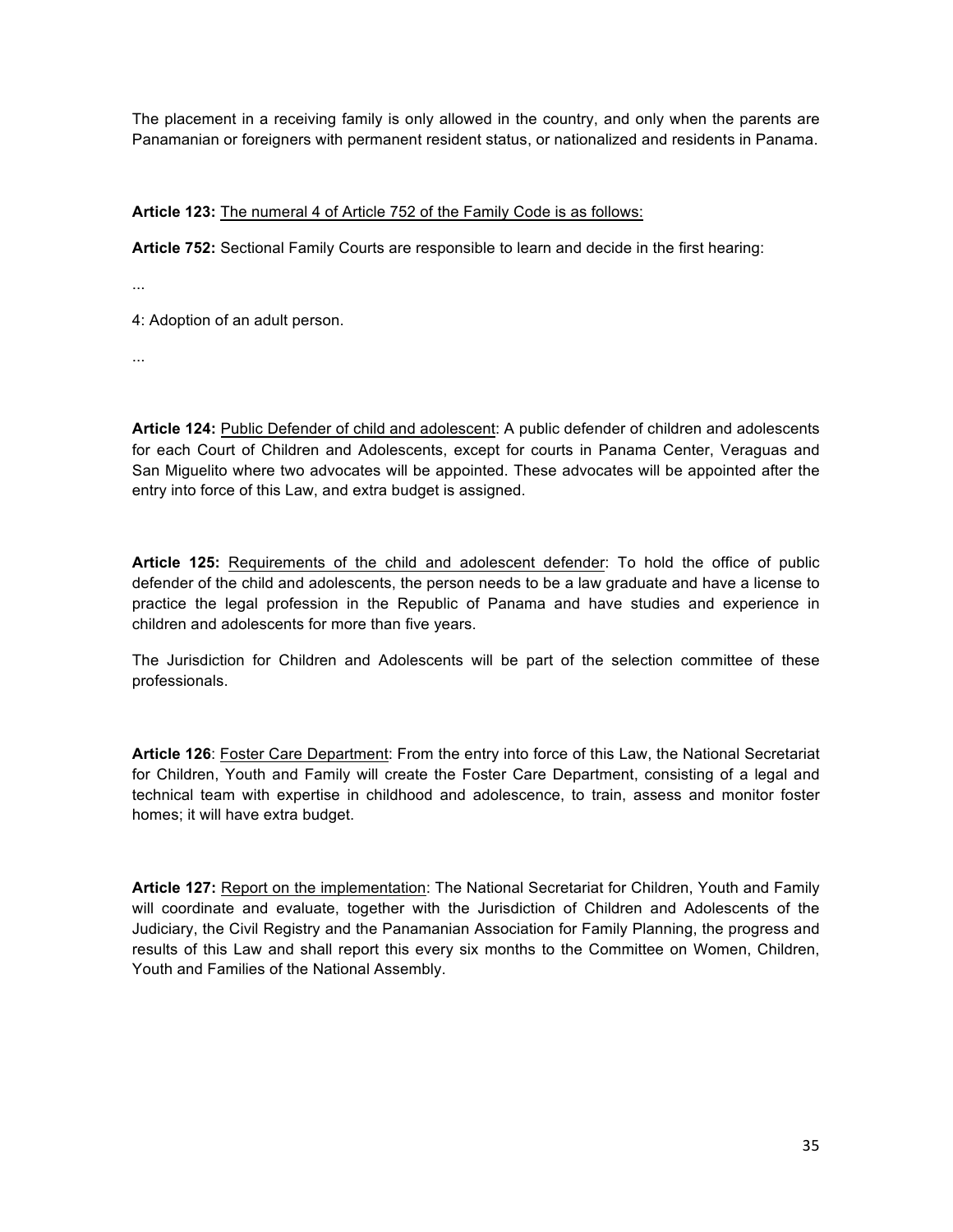The placement in a receiving family is only allowed in the country, and only when the parents are Panamanian or foreigners with permanent resident status, or nationalized and residents in Panama.

**Article 123:** The numeral 4 of Article 752 of the Family Code is as follows:

**Article 752:** Sectional Family Courts are responsible to learn and decide in the first hearing:

...

4: Adoption of an adult person.

...

**Article 124:** Public Defender of child and adolescent: A public defender of children and adolescents for each Court of Children and Adolescents, except for courts in Panama Center, Veraguas and San Miguelito where two advocates will be appointed. These advocates will be appointed after the entry into force of this Law, and extra budget is assigned.

**Article 125:** Requirements of the child and adolescent defender: To hold the office of public defender of the child and adolescents, the person needs to be a law graduate and have a license to practice the legal profession in the Republic of Panama and have studies and experience in children and adolescents for more than five years.

The Jurisdiction for Children and Adolescents will be part of the selection committee of these professionals.

**Article 126**: Foster Care Department: From the entry into force of this Law, the National Secretariat for Children, Youth and Family will create the Foster Care Department, consisting of a legal and technical team with expertise in childhood and adolescence, to train, assess and monitor foster homes; it will have extra budget.

**Article 127:** Report on the implementation: The National Secretariat for Children, Youth and Family will coordinate and evaluate, together with the Jurisdiction of Children and Adolescents of the Judiciary, the Civil Registry and the Panamanian Association for Family Planning, the progress and results of this Law and shall report this every six months to the Committee on Women, Children, Youth and Families of the National Assembly.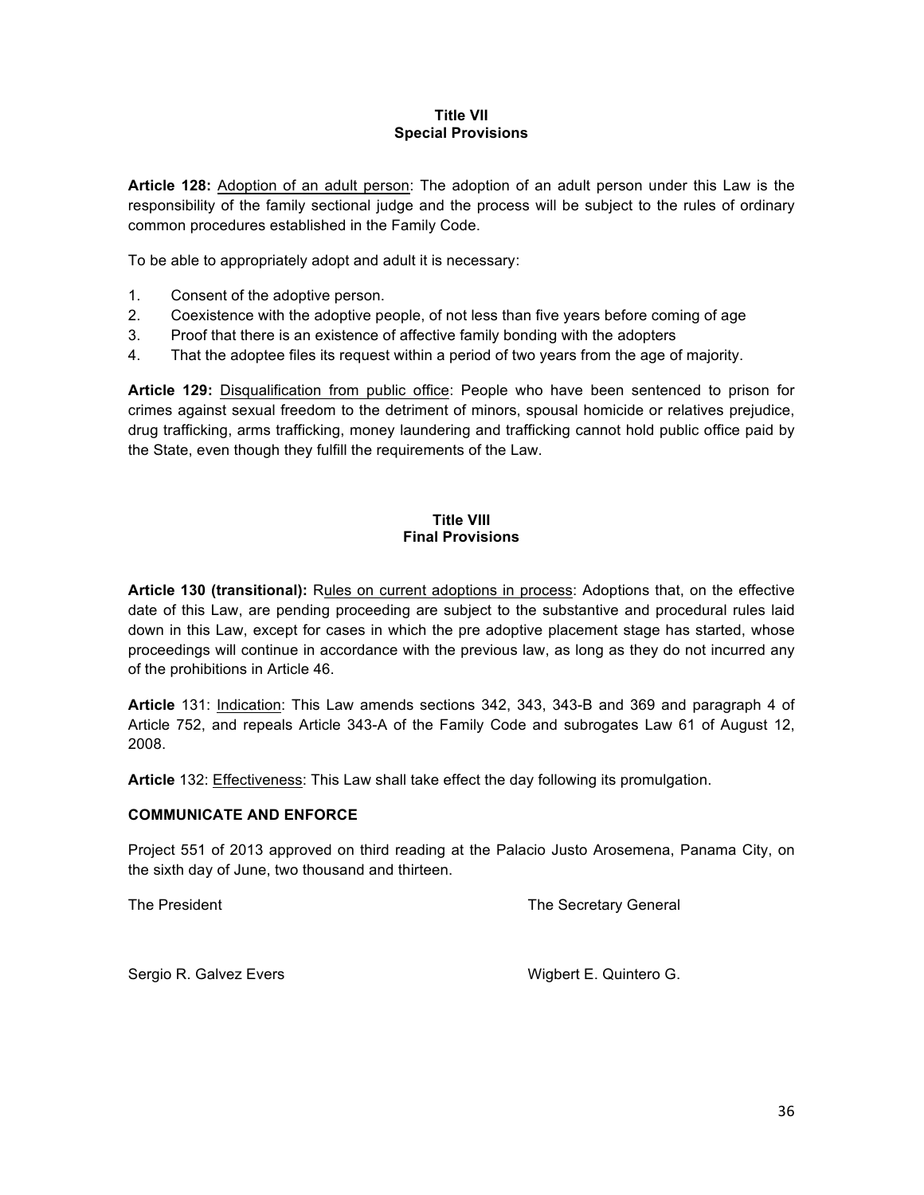## Title VII
## Special Provisions

**Article 128:** Adoption of an adult person: The adoption of an adult person under this Law is the responsibility of the family sectional judge and the process will be subject to the rules of ordinary common procedures established in the Family Code.

To be able to appropriately adopt and adult it is necessary:

1. Consent of the adoptive person.
2. Coexistence with the adoptive people, of not less than five years before coming of age
3. Proof that there is an existence of affective family bonding with the adopters
4. That the adoptee files its request within a period of two years from the age of majority.

**Article 129:** Disqualification from public office: People who have been sentenced to prison for crimes against sexual freedom to the detriment of minors, spousal homicide or relatives prejudice, drug trafficking, arms trafficking, money laundering and trafficking cannot hold public office paid by the State, even though they fulfill the requirements of the Law.

## Title VIII
## Final Provisions

**Article 130 (transitional):** Rules on current adoptions in process: Adoptions that, on the effective date of this Law, are pending proceeding are subject to the substantive and procedural rules laid down in this Law, except for cases in which the pre adoptive placement stage has started, whose proceedings will continue in accordance with the previous law, as long as they do not incurred any of the prohibitions in Article 46.

**Article** 131: Indication: This Law amends sections 342, 343, 343-B and 369 and paragraph 4 of Article 752, and repeals Article 343-A of the Family Code and subrogates Law 61 of August 12, 2008.

**Article** 132: Effectiveness: This Law shall take effect the day following its promulgation.

**COMMUNICATE AND ENFORCE**

Project 551 of 2013 approved on third reading at the Palacio Justo Arosemena, Panama City, on the sixth day of June, two thousand and thirteen.

The President

Sergio R. Galvez Evers

The Secretary General

Wigbert E. Quintero G.